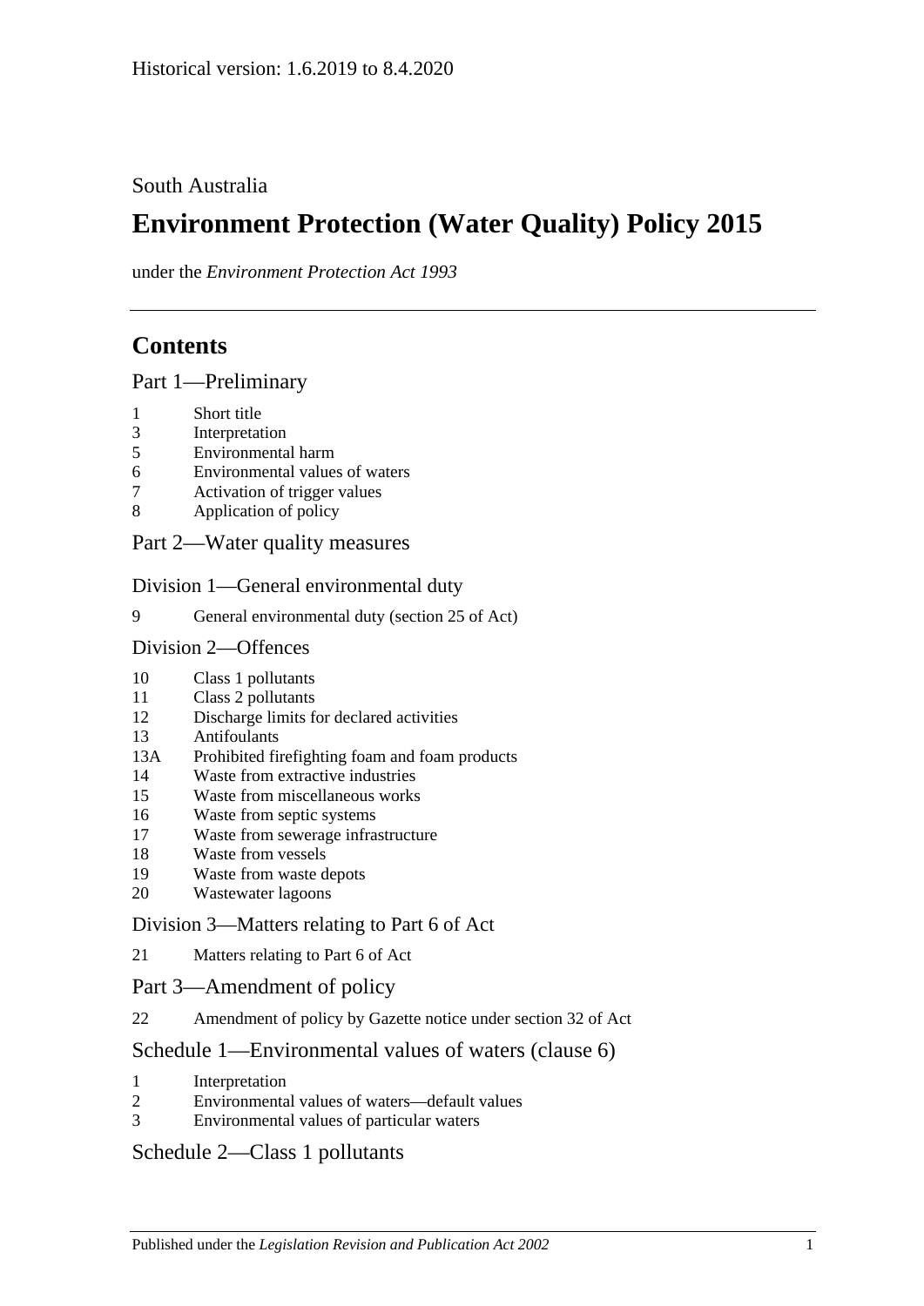Historical version: 1.6.2019 to 8.4.2020

South Australia

# Environment Protection (Water Quality) Policy 2015

under the *Environment Protection Act 1993*

## Contents

### Part 1—Preliminary

1 Short title
3 Interpretation
5 Environmental harm
6 Environmental values of waters
7 Activation of trigger values
8 Application of policy

### Part 2—Water quality measures

#### Division 1—General environmental duty

9 General environmental duty (section 25 of Act)

#### Division 2—Offences

10 Class 1 pollutants
11 Class 2 pollutants
12 Discharge limits for declared activities
13 Antifoulants
13A Prohibited firefighting foam and foam products
14 Waste from extractive industries
15 Waste from miscellaneous works
16 Waste from septic systems
17 Waste from sewerage infrastructure
18 Waste from vessels
19 Waste from waste depots
20 Wastewater lagoons

#### Division 3—Matters relating to Part 6 of Act

21 Matters relating to Part 6 of Act

### Part 3—Amendment of policy

22 Amendment of policy by Gazette notice under section 32 of Act

### Schedule 1—Environmental values of waters (clause 6)

1 Interpretation
2 Environmental values of waters—default values
3 Environmental values of particular waters

### Schedule 2—Class 1 pollutants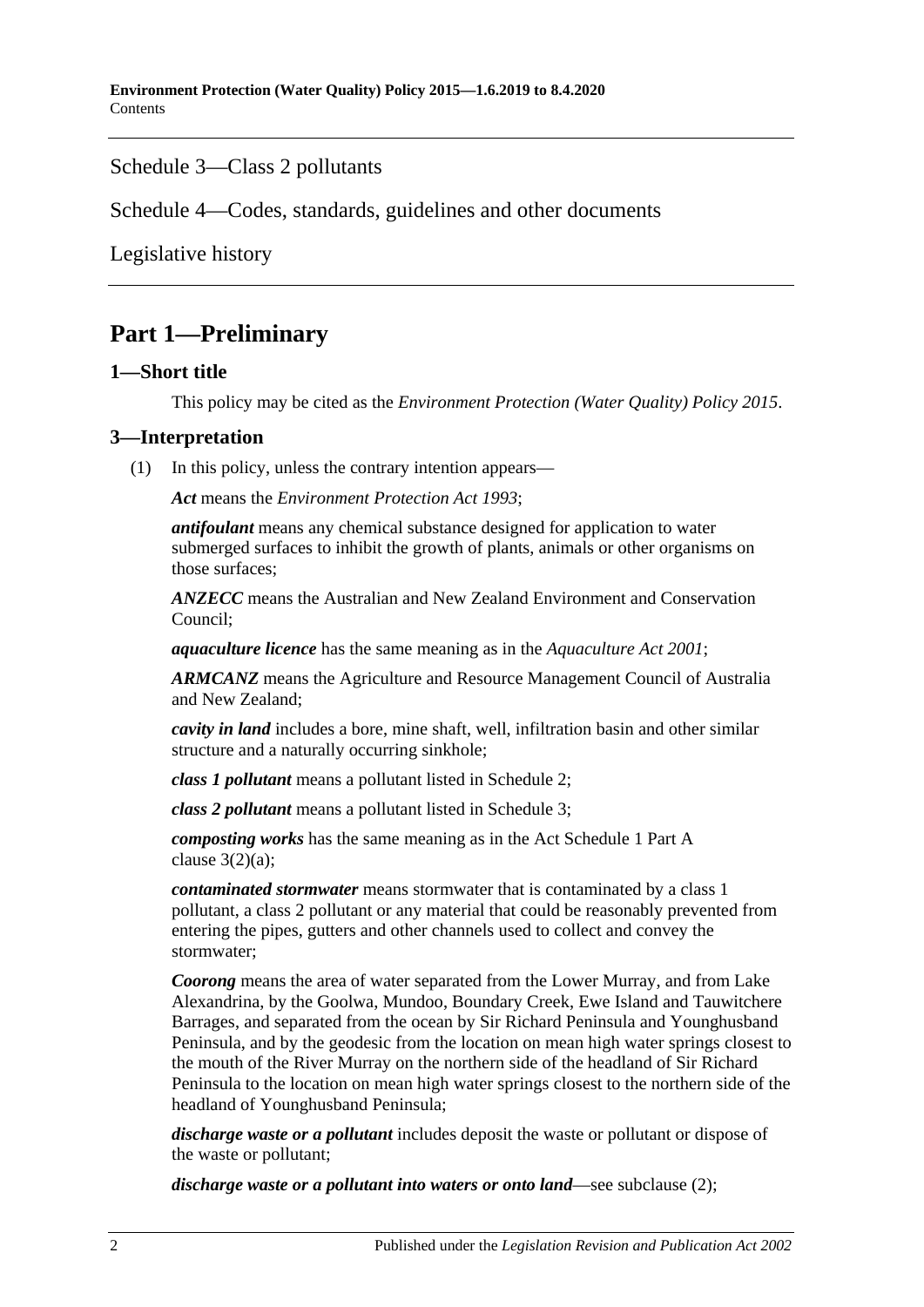Schedule 3—Class 2 pollutants

Schedule 4—Codes, standards, guidelines and other documents

Legislative history

## Part 1—Preliminary

### 1—Short title

This policy may be cited as the *Environment Protection (Water Quality) Policy 2015*.

### 3—Interpretation

(1) In this policy, unless the contrary intention appears—

***Act*** means the *Environment Protection Act 1993*;

***antifoulant*** means any chemical substance designed for application to water submerged surfaces to inhibit the growth of plants, animals or other organisms on those surfaces;

***ANZECC*** means the Australian and New Zealand Environment and Conservation Council;

***aquaculture licence*** has the same meaning as in the *Aquaculture Act 2001*;

***ARMCANZ*** means the Agriculture and Resource Management Council of Australia and New Zealand;

***cavity in land*** includes a bore, mine shaft, well, infiltration basin and other similar structure and a naturally occurring sinkhole;

***class 1 pollutant*** means a pollutant listed in Schedule 2;

***class 2 pollutant*** means a pollutant listed in Schedule 3;

***composting works*** has the same meaning as in the Act Schedule 1 Part A clause 3(2)(a);

***contaminated stormwater*** means stormwater that is contaminated by a class 1 pollutant, a class 2 pollutant or any material that could be reasonably prevented from entering the pipes, gutters and other channels used to collect and convey the stormwater;

***Coorong*** means the area of water separated from the Lower Murray, and from Lake Alexandrina, by the Goolwa, Mundoo, Boundary Creek, Ewe Island and Tauwitchere Barrages, and separated from the ocean by Sir Richard Peninsula and Younghusband Peninsula, and by the geodesic from the location on mean high water springs closest to the mouth of the River Murray on the northern side of the headland of Sir Richard Peninsula to the location on mean high water springs closest to the northern side of the headland of Younghusband Peninsula;

***discharge waste or a pollutant*** includes deposit the waste or pollutant or dispose of the waste or pollutant;

***discharge waste or a pollutant into waters or onto land***—see subclause (2);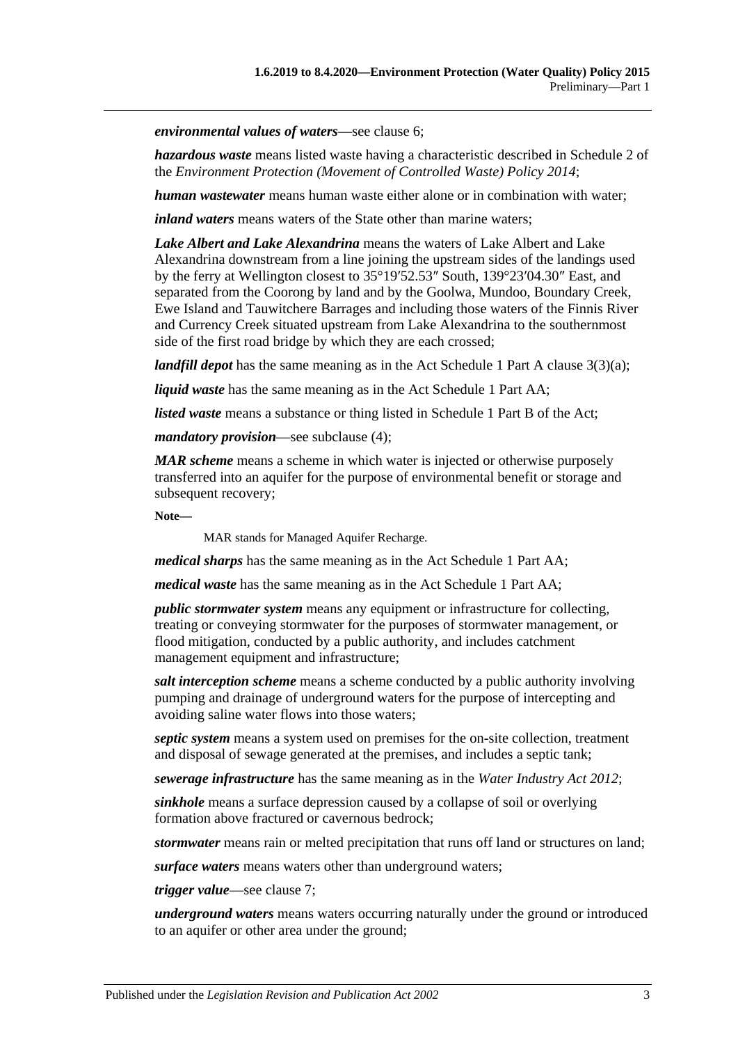***environmental values of waters***—see clause 6;

***hazardous waste*** means listed waste having a characteristic described in Schedule 2 of the *Environment Protection (Movement of Controlled Waste) Policy 2014*;

***human wastewater*** means human waste either alone or in combination with water;

***inland waters*** means waters of the State other than marine waters;

***Lake Albert and Lake Alexandrina*** means the waters of Lake Albert and Lake Alexandrina downstream from a line joining the upstream sides of the landings used by the ferry at Wellington closest to 35°19′52.53″ South, 139°23′04.30″ East, and separated from the Coorong by land and by the Goolwa, Mundoo, Boundary Creek, Ewe Island and Tauwitchere Barrages and including those waters of the Finnis River and Currency Creek situated upstream from Lake Alexandrina to the southernmost side of the first road bridge by which they are each crossed;

***landfill depot*** has the same meaning as in the Act Schedule 1 Part A clause 3(3)(a);

***liquid waste*** has the same meaning as in the Act Schedule 1 Part AA;

***listed waste*** means a substance or thing listed in Schedule 1 Part B of the Act;

***mandatory provision***—see subclause (4);

***MAR scheme*** means a scheme in which water is injected or otherwise purposely transferred into an aquifer for the purpose of environmental benefit or storage and subsequent recovery;

**Note—**

MAR stands for Managed Aquifer Recharge.

***medical sharps*** has the same meaning as in the Act Schedule 1 Part AA;

***medical waste*** has the same meaning as in the Act Schedule 1 Part AA;

***public stormwater system*** means any equipment or infrastructure for collecting, treating or conveying stormwater for the purposes of stormwater management, or flood mitigation, conducted by a public authority, and includes catchment management equipment and infrastructure;

***salt interception scheme*** means a scheme conducted by a public authority involving pumping and drainage of underground waters for the purpose of intercepting and avoiding saline water flows into those waters;

***septic system*** means a system used on premises for the on-site collection, treatment and disposal of sewage generated at the premises, and includes a septic tank;

***sewerage infrastructure*** has the same meaning as in the *Water Industry Act 2012*;

***sinkhole*** means a surface depression caused by a collapse of soil or overlying formation above fractured or cavernous bedrock;

***stormwater*** means rain or melted precipitation that runs off land or structures on land;

***surface waters*** means waters other than underground waters;

***trigger value***—see clause 7;

***underground waters*** means waters occurring naturally under the ground or introduced to an aquifer or other area under the ground;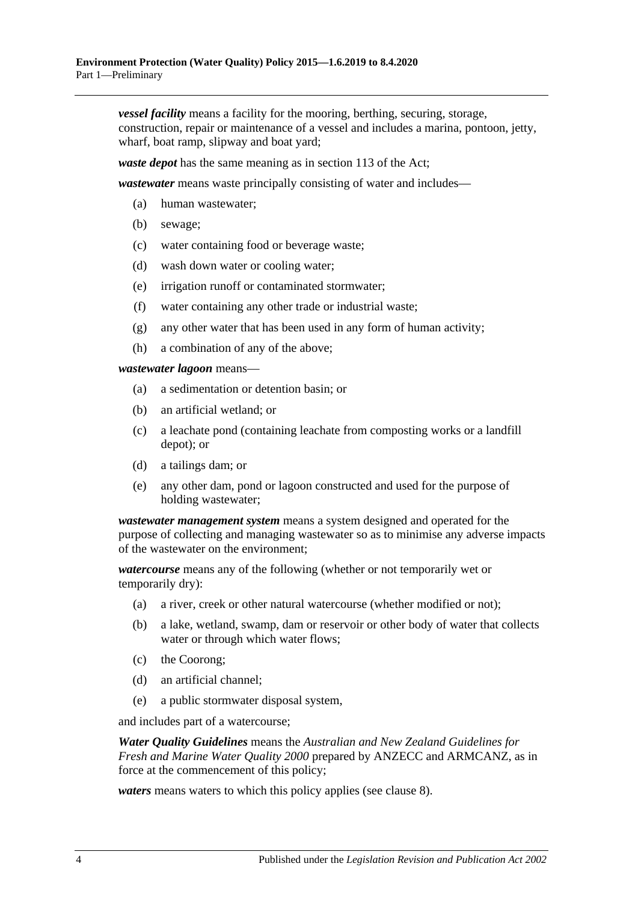***vessel facility*** means a facility for the mooring, berthing, securing, storage, construction, repair or maintenance of a vessel and includes a marina, pontoon, jetty, wharf, boat ramp, slipway and boat yard;

***waste depot*** has the same meaning as in section 113 of the Act;

***wastewater*** means waste principally consisting of water and includes—

- (a) human wastewater;
- (b) sewage;
- (c) water containing food or beverage waste;
- (d) wash down water or cooling water;
- (e) irrigation runoff or contaminated stormwater;
- (f) water containing any other trade or industrial waste;
- (g) any other water that has been used in any form of human activity;
- (h) a combination of any of the above;

***wastewater lagoon*** means—

- (a) a sedimentation or detention basin; or
- (b) an artificial wetland; or
- (c) a leachate pond (containing leachate from composting works or a landfill depot); or
- (d) a tailings dam; or
- (e) any other dam, pond or lagoon constructed and used for the purpose of holding wastewater;

***wastewater management system*** means a system designed and operated for the purpose of collecting and managing wastewater so as to minimise any adverse impacts of the wastewater on the environment;

***watercourse*** means any of the following (whether or not temporarily wet or temporarily dry):

- (a) a river, creek or other natural watercourse (whether modified or not);
- (b) a lake, wetland, swamp, dam or reservoir or other body of water that collects water or through which water flows;
- (c) the Coorong;
- (d) an artificial channel;
- (e) a public stormwater disposal system,

and includes part of a watercourse;

***Water Quality Guidelines*** means the *Australian and New Zealand Guidelines for Fresh and Marine Water Quality 2000* prepared by ANZECC and ARMCANZ, as in force at the commencement of this policy;

***waters*** means waters to which this policy applies (see clause 8).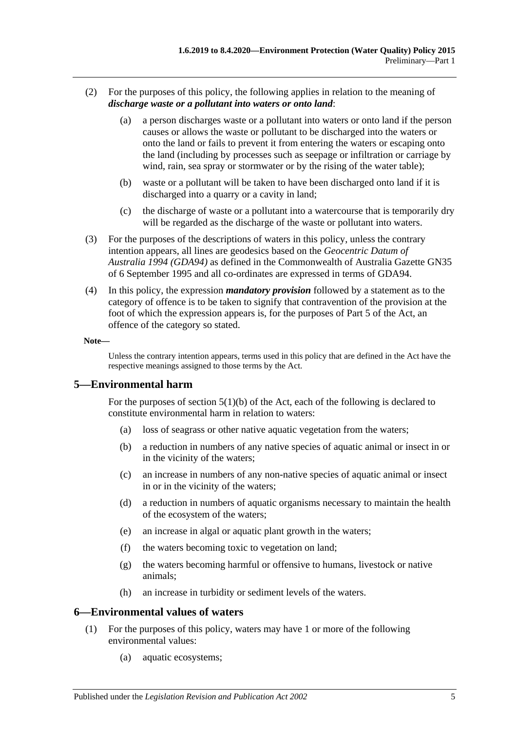(2) For the purposes of this policy, the following applies in relation to the meaning of ***discharge waste or a pollutant into waters or onto land***:

(a) a person discharges waste or a pollutant into waters or onto land if the person causes or allows the waste or pollutant to be discharged into the waters or onto the land or fails to prevent it from entering the waters or escaping onto the land (including by processes such as seepage or infiltration or carriage by wind, rain, sea spray or stormwater or by the rising of the water table);

(b) waste or a pollutant will be taken to have been discharged onto land if it is discharged into a quarry or a cavity in land;

(c) the discharge of waste or a pollutant into a watercourse that is temporarily dry will be regarded as the discharge of the waste or pollutant into waters.

(3) For the purposes of the descriptions of waters in this policy, unless the contrary intention appears, all lines are geodesics based on the *Geocentric Datum of Australia 1994 (GDA94)* as defined in the Commonwealth of Australia Gazette GN35 of 6 September 1995 and all co-ordinates are expressed in terms of GDA94.

(4) In this policy, the expression ***mandatory provision*** followed by a statement as to the category of offence is to be taken to signify that contravention of the provision at the foot of which the expression appears is, for the purposes of Part 5 of the Act, an offence of the category so stated.

**Note—**

Unless the contrary intention appears, terms used in this policy that are defined in the Act have the respective meanings assigned to those terms by the Act.

## 5—Environmental harm

For the purposes of section 5(1)(b) of the Act, each of the following is declared to constitute environmental harm in relation to waters:

(a) loss of seagrass or other native aquatic vegetation from the waters;

(b) a reduction in numbers of any native species of aquatic animal or insect in or in the vicinity of the waters;

(c) an increase in numbers of any non-native species of aquatic animal or insect in or in the vicinity of the waters;

(d) a reduction in numbers of aquatic organisms necessary to maintain the health of the ecosystem of the waters;

(e) an increase in algal or aquatic plant growth in the waters;

(f) the waters becoming toxic to vegetation on land;

(g) the waters becoming harmful or offensive to humans, livestock or native animals;

(h) an increase in turbidity or sediment levels of the waters.

## 6—Environmental values of waters

(1) For the purposes of this policy, waters may have 1 or more of the following environmental values:

(a) aquatic ecosystems;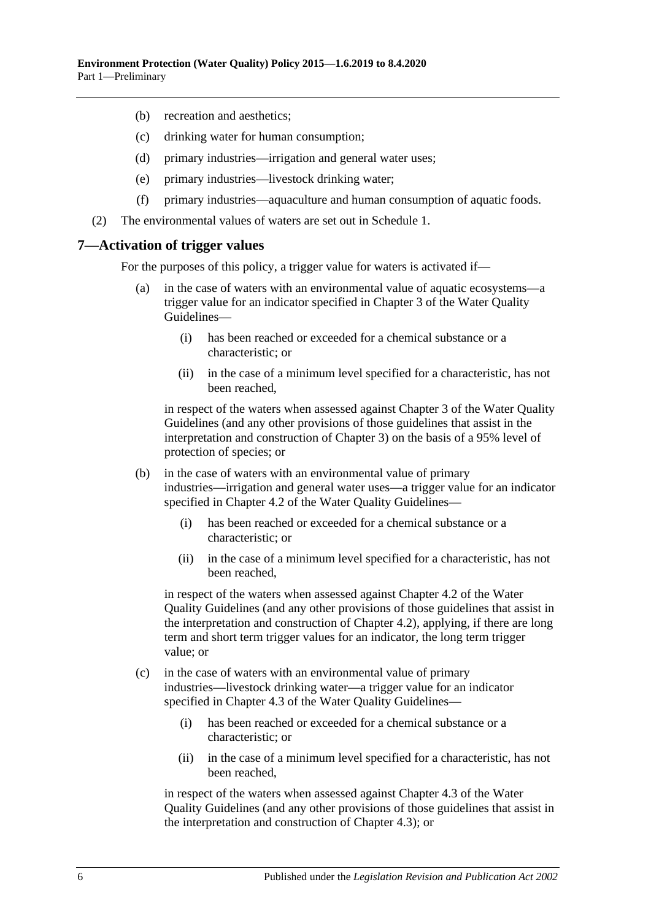(b) recreation and aesthetics;

(c) drinking water for human consumption;

(d) primary industries—irrigation and general water uses;

(e) primary industries—livestock drinking water;

(f) primary industries—aquaculture and human consumption of aquatic foods.

(2) The environmental values of waters are set out in Schedule 1.

## 7—Activation of trigger values

For the purposes of this policy, a trigger value for waters is activated if—

(a) in the case of waters with an environmental value of aquatic ecosystems—a trigger value for an indicator specified in Chapter 3 of the Water Quality Guidelines—

(i) has been reached or exceeded for a chemical substance or a characteristic; or

(ii) in the case of a minimum level specified for a characteristic, has not been reached,

in respect of the waters when assessed against Chapter 3 of the Water Quality Guidelines (and any other provisions of those guidelines that assist in the interpretation and construction of Chapter 3) on the basis of a 95% level of protection of species; or

(b) in the case of waters with an environmental value of primary industries—irrigation and general water uses—a trigger value for an indicator specified in Chapter 4.2 of the Water Quality Guidelines—

(i) has been reached or exceeded for a chemical substance or a characteristic; or

(ii) in the case of a minimum level specified for a characteristic, has not been reached,

in respect of the waters when assessed against Chapter 4.2 of the Water Quality Guidelines (and any other provisions of those guidelines that assist in the interpretation and construction of Chapter 4.2), applying, if there are long term and short term trigger values for an indicator, the long term trigger value; or

(c) in the case of waters with an environmental value of primary industries—livestock drinking water—a trigger value for an indicator specified in Chapter 4.3 of the Water Quality Guidelines—

(i) has been reached or exceeded for a chemical substance or a characteristic; or

(ii) in the case of a minimum level specified for a characteristic, has not been reached,

in respect of the waters when assessed against Chapter 4.3 of the Water Quality Guidelines (and any other provisions of those guidelines that assist in the interpretation and construction of Chapter 4.3); or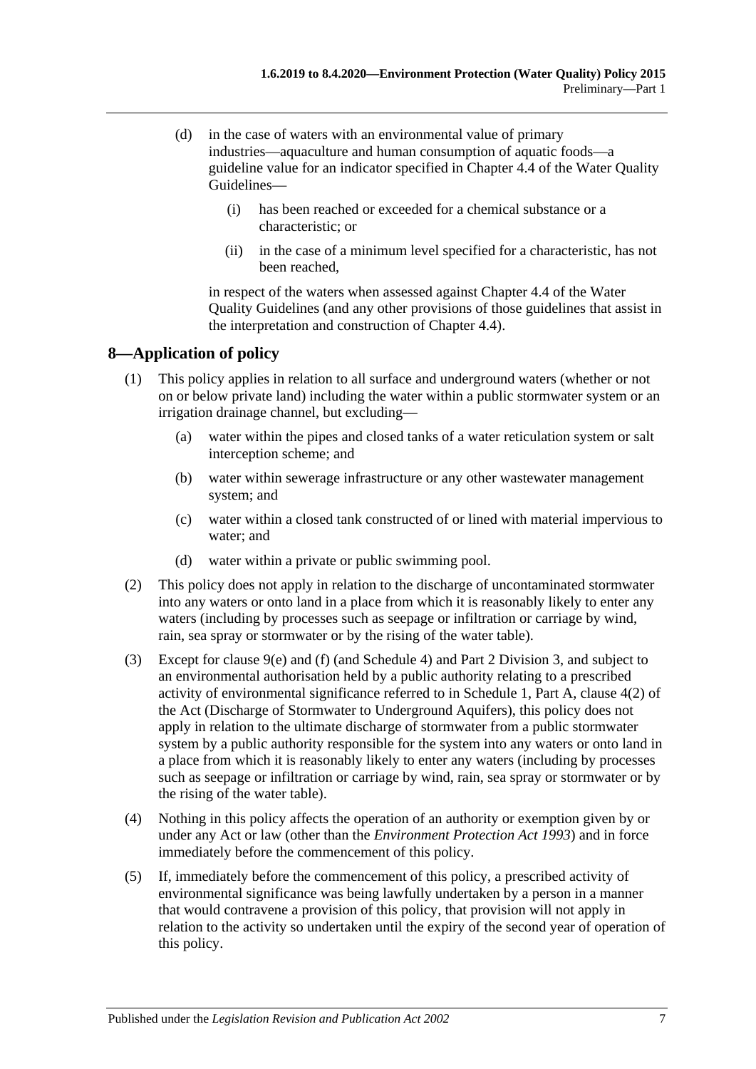(d) in the case of waters with an environmental value of primary industries—aquaculture and human consumption of aquatic foods—a guideline value for an indicator specified in Chapter 4.4 of the Water Quality Guidelines—

(i) has been reached or exceeded for a chemical substance or a characteristic; or

(ii) in the case of a minimum level specified for a characteristic, has not been reached,

in respect of the waters when assessed against Chapter 4.4 of the Water Quality Guidelines (and any other provisions of those guidelines that assist in the interpretation and construction of Chapter 4.4).

## 8—Application of policy

(1) This policy applies in relation to all surface and underground waters (whether or not on or below private land) including the water within a public stormwater system or an irrigation drainage channel, but excluding—

(a) water within the pipes and closed tanks of a water reticulation system or salt interception scheme; and

(b) water within sewerage infrastructure or any other wastewater management system; and

(c) water within a closed tank constructed of or lined with material impervious to water; and

(d) water within a private or public swimming pool.

(2) This policy does not apply in relation to the discharge of uncontaminated stormwater into any waters or onto land in a place from which it is reasonably likely to enter any waters (including by processes such as seepage or infiltration or carriage by wind, rain, sea spray or stormwater or by the rising of the water table).

(3) Except for clause 9(e) and (f) (and Schedule 4) and Part 2 Division 3, and subject to an environmental authorisation held by a public authority relating to a prescribed activity of environmental significance referred to in Schedule 1, Part A, clause 4(2) of the Act (Discharge of Stormwater to Underground Aquifers), this policy does not apply in relation to the ultimate discharge of stormwater from a public stormwater system by a public authority responsible for the system into any waters or onto land in a place from which it is reasonably likely to enter any waters (including by processes such as seepage or infiltration or carriage by wind, rain, sea spray or stormwater or by the rising of the water table).

(4) Nothing in this policy affects the operation of an authority or exemption given by or under any Act or law (other than the *Environment Protection Act 1993*) and in force immediately before the commencement of this policy.

(5) If, immediately before the commencement of this policy, a prescribed activity of environmental significance was being lawfully undertaken by a person in a manner that would contravene a provision of this policy, that provision will not apply in relation to the activity so undertaken until the expiry of the second year of operation of this policy.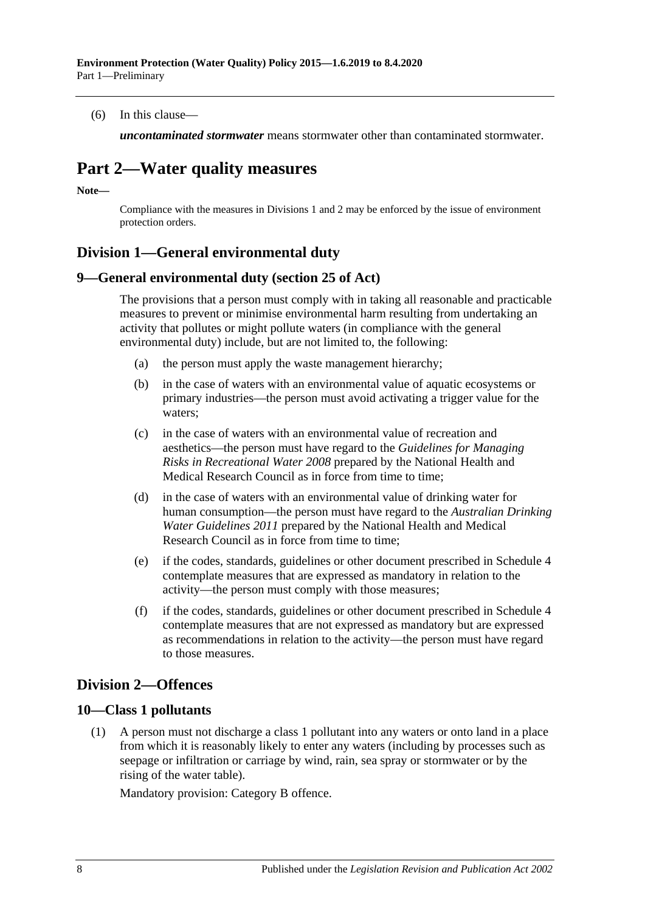(6) In this clause—

***uncontaminated stormwater*** means stormwater other than contaminated stormwater.

# Part 2—Water quality measures

**Note—**

Compliance with the measures in Divisions 1 and 2 may be enforced by the issue of environment protection orders.

## Division 1—General environmental duty

### 9—General environmental duty (section 25 of Act)

The provisions that a person must comply with in taking all reasonable and practicable measures to prevent or minimise environmental harm resulting from undertaking an activity that pollutes or might pollute waters (in compliance with the general environmental duty) include, but are not limited to, the following:

(a) the person must apply the waste management hierarchy;

(b) in the case of waters with an environmental value of aquatic ecosystems or primary industries—the person must avoid activating a trigger value for the waters;

(c) in the case of waters with an environmental value of recreation and aesthetics—the person must have regard to the *Guidelines for Managing Risks in Recreational Water 2008* prepared by the National Health and Medical Research Council as in force from time to time;

(d) in the case of waters with an environmental value of drinking water for human consumption—the person must have regard to the *Australian Drinking Water Guidelines 2011* prepared by the National Health and Medical Research Council as in force from time to time;

(e) if the codes, standards, guidelines or other document prescribed in Schedule 4 contemplate measures that are expressed as mandatory in relation to the activity—the person must comply with those measures;

(f) if the codes, standards, guidelines or other document prescribed in Schedule 4 contemplate measures that are not expressed as mandatory but are expressed as recommendations in relation to the activity—the person must have regard to those measures.

## Division 2—Offences

### 10—Class 1 pollutants

(1) A person must not discharge a class 1 pollutant into any waters or onto land in a place from which it is reasonably likely to enter any waters (including by processes such as seepage or infiltration or carriage by wind, rain, sea spray or stormwater or by the rising of the water table).

Mandatory provision: Category B offence.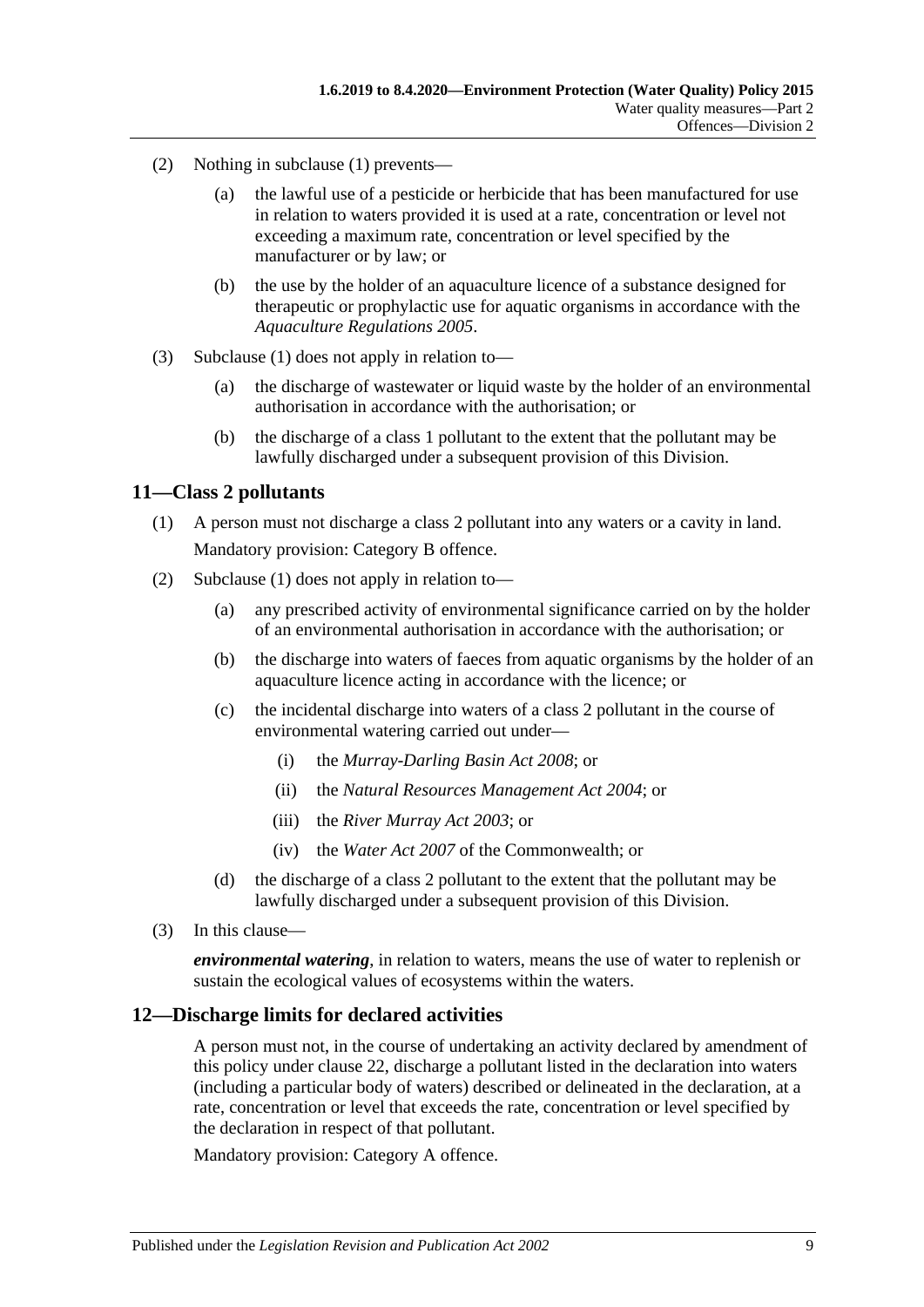(2) Nothing in subclause (1) prevents—

(a) the lawful use of a pesticide or herbicide that has been manufactured for use in relation to waters provided it is used at a rate, concentration or level not exceeding a maximum rate, concentration or level specified by the manufacturer or by law; or

(b) the use by the holder of an aquaculture licence of a substance designed for therapeutic or prophylactic use for aquatic organisms in accordance with the *Aquaculture Regulations 2005*.

(3) Subclause (1) does not apply in relation to—

(a) the discharge of wastewater or liquid waste by the holder of an environmental authorisation in accordance with the authorisation; or

(b) the discharge of a class 1 pollutant to the extent that the pollutant may be lawfully discharged under a subsequent provision of this Division.

## 11—Class 2 pollutants

(1) A person must not discharge a class 2 pollutant into any waters or a cavity in land.

Mandatory provision: Category B offence.

(2) Subclause (1) does not apply in relation to—

(a) any prescribed activity of environmental significance carried on by the holder of an environmental authorisation in accordance with the authorisation; or

(b) the discharge into waters of faeces from aquatic organisms by the holder of an aquaculture licence acting in accordance with the licence; or

(c) the incidental discharge into waters of a class 2 pollutant in the course of environmental watering carried out under—

(i) the *Murray-Darling Basin Act 2008*; or

(ii) the *Natural Resources Management Act 2004*; or

(iii) the *River Murray Act 2003*; or

(iv) the *Water Act 2007* of the Commonwealth; or

(d) the discharge of a class 2 pollutant to the extent that the pollutant may be lawfully discharged under a subsequent provision of this Division.

(3) In this clause—

***environmental watering***, in relation to waters, means the use of water to replenish or sustain the ecological values of ecosystems within the waters.

## 12—Discharge limits for declared activities

A person must not, in the course of undertaking an activity declared by amendment of this policy under clause 22, discharge a pollutant listed in the declaration into waters (including a particular body of waters) described or delineated in the declaration, at a rate, concentration or level that exceeds the rate, concentration or level specified by the declaration in respect of that pollutant.

Mandatory provision: Category A offence.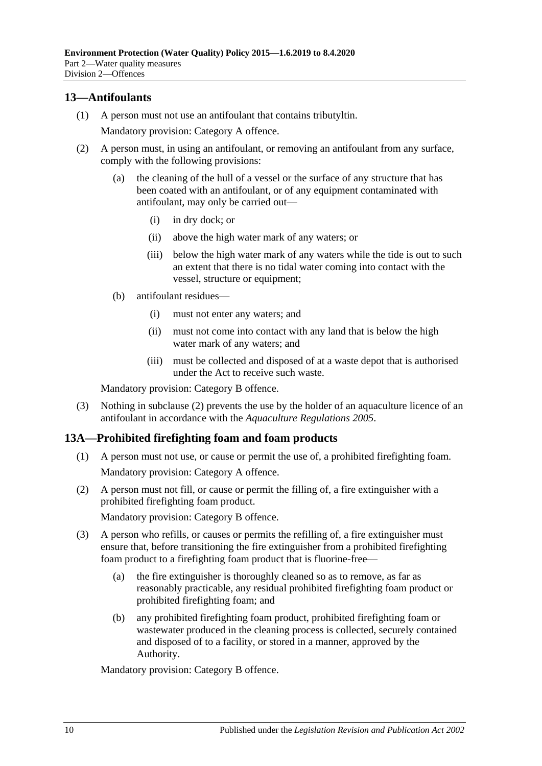## 13—Antifoulants

(1) A person must not use an antifoulant that contains tributyltin.

Mandatory provision: Category A offence.

(2) A person must, in using an antifoulant, or removing an antifoulant from any surface, comply with the following provisions:

(a) the cleaning of the hull of a vessel or the surface of any structure that has been coated with an antifoulant, or of any equipment contaminated with antifoulant, may only be carried out—

(i) in dry dock; or

(ii) above the high water mark of any waters; or

(iii) below the high water mark of any waters while the tide is out to such an extent that there is no tidal water coming into contact with the vessel, structure or equipment;

(b) antifoulant residues—

(i) must not enter any waters; and

(ii) must not come into contact with any land that is below the high water mark of any waters; and

(iii) must be collected and disposed of at a waste depot that is authorised under the Act to receive such waste.

Mandatory provision: Category B offence.

(3) Nothing in subclause (2) prevents the use by the holder of an aquaculture licence of an antifoulant in accordance with the *Aquaculture Regulations 2005*.

## 13A—Prohibited firefighting foam and foam products

(1) A person must not use, or cause or permit the use of, a prohibited firefighting foam.

Mandatory provision: Category A offence.

(2) A person must not fill, or cause or permit the filling of, a fire extinguisher with a prohibited firefighting foam product.

Mandatory provision: Category B offence.

(3) A person who refills, or causes or permits the refilling of, a fire extinguisher must ensure that, before transitioning the fire extinguisher from a prohibited firefighting foam product to a firefighting foam product that is fluorine-free—

(a) the fire extinguisher is thoroughly cleaned so as to remove, as far as reasonably practicable, any residual prohibited firefighting foam product or prohibited firefighting foam; and

(b) any prohibited firefighting foam product, prohibited firefighting foam or wastewater produced in the cleaning process is collected, securely contained and disposed of to a facility, or stored in a manner, approved by the Authority.

Mandatory provision: Category B offence.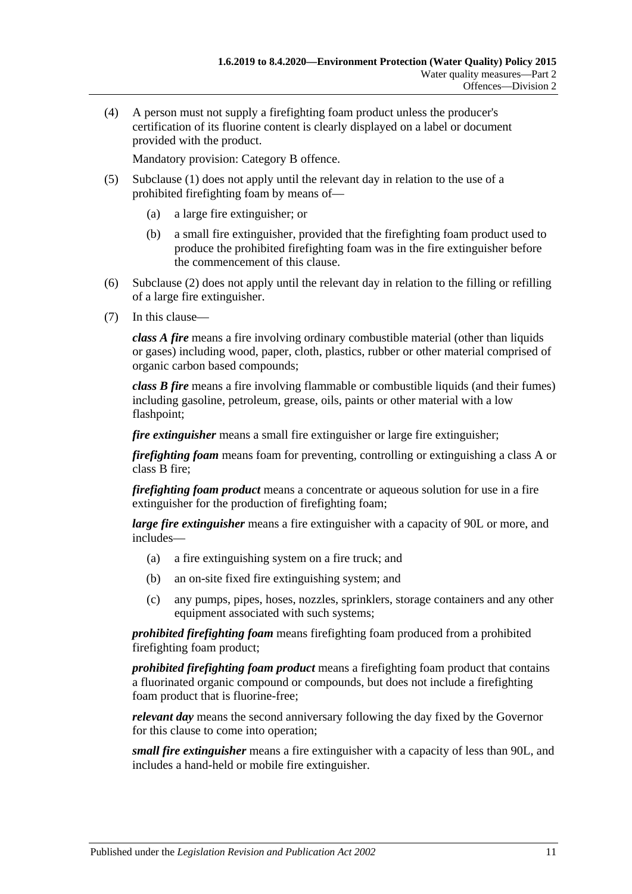(4) A person must not supply a firefighting foam product unless the producer's certification of its fluorine content is clearly displayed on a label or document provided with the product.

Mandatory provision: Category B offence.

(5) Subclause (1) does not apply until the relevant day in relation to the use of a prohibited firefighting foam by means of—

(a) a large fire extinguisher; or

(b) a small fire extinguisher, provided that the firefighting foam product used to produce the prohibited firefighting foam was in the fire extinguisher before the commencement of this clause.

(6) Subclause (2) does not apply until the relevant day in relation to the filling or refilling of a large fire extinguisher.

(7) In this clause—

***class A fire*** means a fire involving ordinary combustible material (other than liquids or gases) including wood, paper, cloth, plastics, rubber or other material comprised of organic carbon based compounds;

***class B fire*** means a fire involving flammable or combustible liquids (and their fumes) including gasoline, petroleum, grease, oils, paints or other material with a low flashpoint;

***fire extinguisher*** means a small fire extinguisher or large fire extinguisher;

***firefighting foam*** means foam for preventing, controlling or extinguishing a class A or class B fire;

***firefighting foam product*** means a concentrate or aqueous solution for use in a fire extinguisher for the production of firefighting foam;

***large fire extinguisher*** means a fire extinguisher with a capacity of 90L or more, and includes—

(a) a fire extinguishing system on a fire truck; and

(b) an on-site fixed fire extinguishing system; and

(c) any pumps, pipes, hoses, nozzles, sprinklers, storage containers and any other equipment associated with such systems;

***prohibited firefighting foam*** means firefighting foam produced from a prohibited firefighting foam product;

***prohibited firefighting foam product*** means a firefighting foam product that contains a fluorinated organic compound or compounds, but does not include a firefighting foam product that is fluorine-free;

***relevant day*** means the second anniversary following the day fixed by the Governor for this clause to come into operation;

***small fire extinguisher*** means a fire extinguisher with a capacity of less than 90L, and includes a hand-held or mobile fire extinguisher.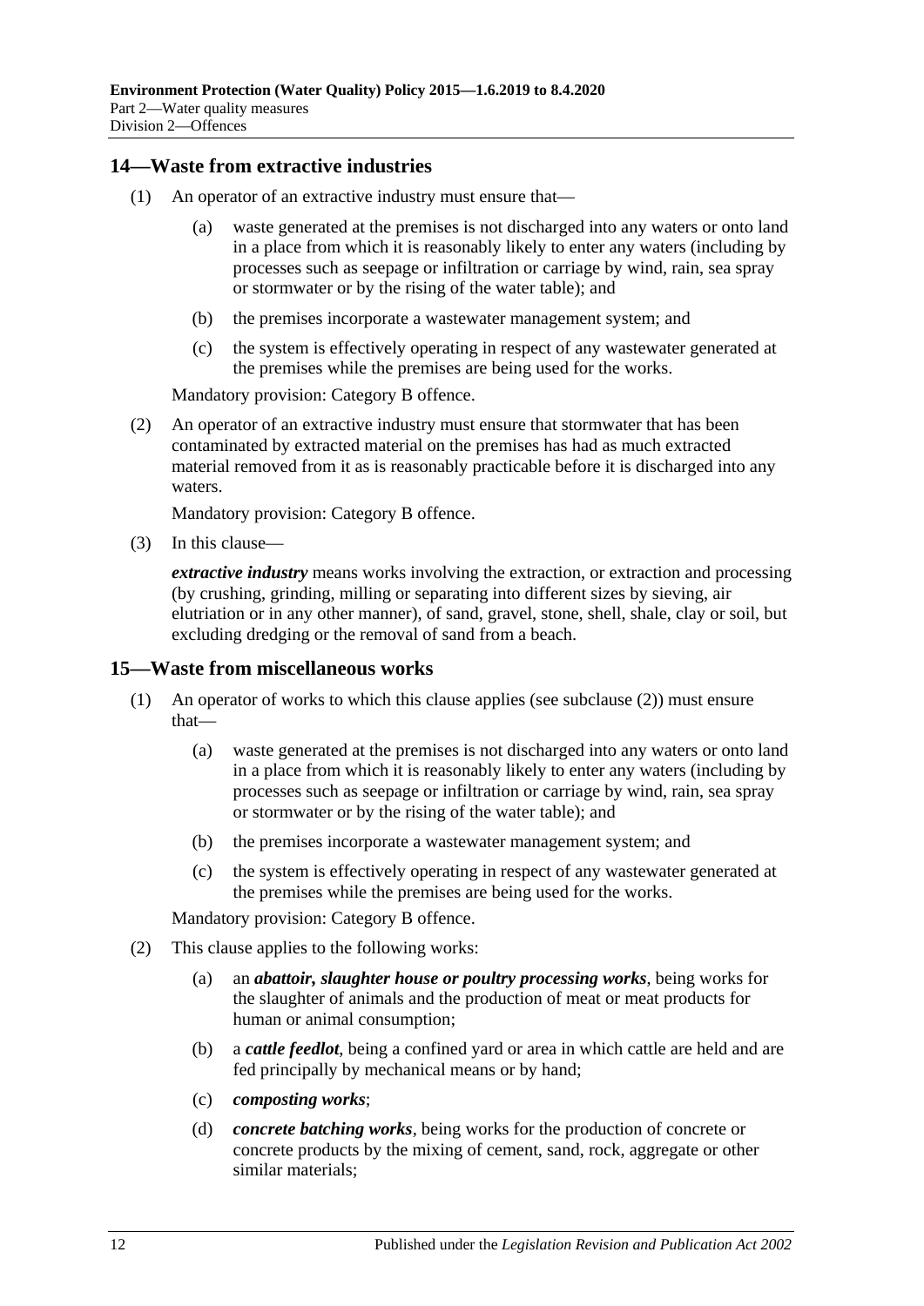## 14—Waste from extractive industries

(1) An operator of an extractive industry must ensure that—

(a) waste generated at the premises is not discharged into any waters or onto land in a place from which it is reasonably likely to enter any waters (including by processes such as seepage or infiltration or carriage by wind, rain, sea spray or stormwater or by the rising of the water table); and

(b) the premises incorporate a wastewater management system; and

(c) the system is effectively operating in respect of any wastewater generated at the premises while the premises are being used for the works.

Mandatory provision: Category B offence.

(2) An operator of an extractive industry must ensure that stormwater that has been contaminated by extracted material on the premises has had as much extracted material removed from it as is reasonably practicable before it is discharged into any waters.

Mandatory provision: Category B offence.

(3) In this clause—

***extractive industry*** means works involving the extraction, or extraction and processing (by crushing, grinding, milling or separating into different sizes by sieving, air elutriation or in any other manner), of sand, gravel, stone, shell, shale, clay or soil, but excluding dredging or the removal of sand from a beach.

## 15—Waste from miscellaneous works

(1) An operator of works to which this clause applies (see subclause (2)) must ensure that—

(a) waste generated at the premises is not discharged into any waters or onto land in a place from which it is reasonably likely to enter any waters (including by processes such as seepage or infiltration or carriage by wind, rain, sea spray or stormwater or by the rising of the water table); and

(b) the premises incorporate a wastewater management system; and

(c) the system is effectively operating in respect of any wastewater generated at the premises while the premises are being used for the works.

Mandatory provision: Category B offence.

(2) This clause applies to the following works:

(a) an ***abattoir, slaughter house or poultry processing works***, being works for the slaughter of animals and the production of meat or meat products for human or animal consumption;

(b) a ***cattle feedlot***, being a confined yard or area in which cattle are held and are fed principally by mechanical means or by hand;

(c) ***composting works***;

(d) ***concrete batching works***, being works for the production of concrete or concrete products by the mixing of cement, sand, rock, aggregate or other similar materials;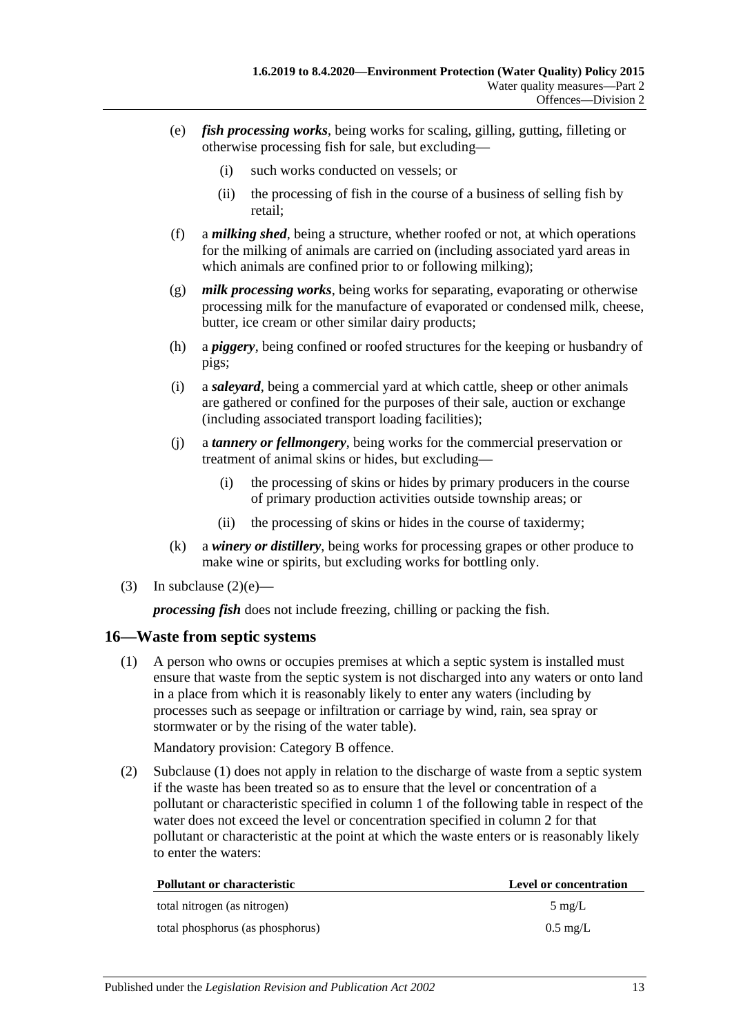(e) ***fish processing works***, being works for scaling, gilling, gutting, filleting or otherwise processing fish for sale, but excluding—

   (i) such works conducted on vessels; or

   (ii) the processing of fish in the course of a business of selling fish by retail;

(f) a ***milking shed***, being a structure, whether roofed or not, at which operations for the milking of animals are carried on (including associated yard areas in which animals are confined prior to or following milking);

(g) ***milk processing works***, being works for separating, evaporating or otherwise processing milk for the manufacture of evaporated or condensed milk, cheese, butter, ice cream or other similar dairy products;

(h) a ***piggery***, being confined or roofed structures for the keeping or husbandry of pigs;

(i) a ***saleyard***, being a commercial yard at which cattle, sheep or other animals are gathered or confined for the purposes of their sale, auction or exchange (including associated transport loading facilities);

(j) a ***tannery or fellmongery***, being works for the commercial preservation or treatment of animal skins or hides, but excluding—

   (i) the processing of skins or hides by primary producers in the course of primary production activities outside township areas; or

   (ii) the processing of skins or hides in the course of taxidermy;

(k) a ***winery or distillery***, being works for processing grapes or other produce to make wine or spirits, but excluding works for bottling only.

(3) In subclause (2)(e)—

***processing fish*** does not include freezing, chilling or packing the fish.

## 16—Waste from septic systems

(1) A person who owns or occupies premises at which a septic system is installed must ensure that waste from the septic system is not discharged into any waters or onto land in a place from which it is reasonably likely to enter any waters (including by processes such as seepage or infiltration or carriage by wind, rain, sea spray or stormwater or by the rising of the water table).

Mandatory provision: Category B offence.

(2) Subclause (1) does not apply in relation to the discharge of waste from a septic system if the waste has been treated so as to ensure that the level or concentration of a pollutant or characteristic specified in column 1 of the following table in respect of the water does not exceed the level or concentration specified in column 2 for that pollutant or characteristic at the point at which the waste enters or is reasonably likely to enter the waters:

| Pollutant or characteristic | Level or concentration |
|---|---|
| total nitrogen (as nitrogen) | 5 mg/L |
| total phosphorus (as phosphorus) | 0.5 mg/L |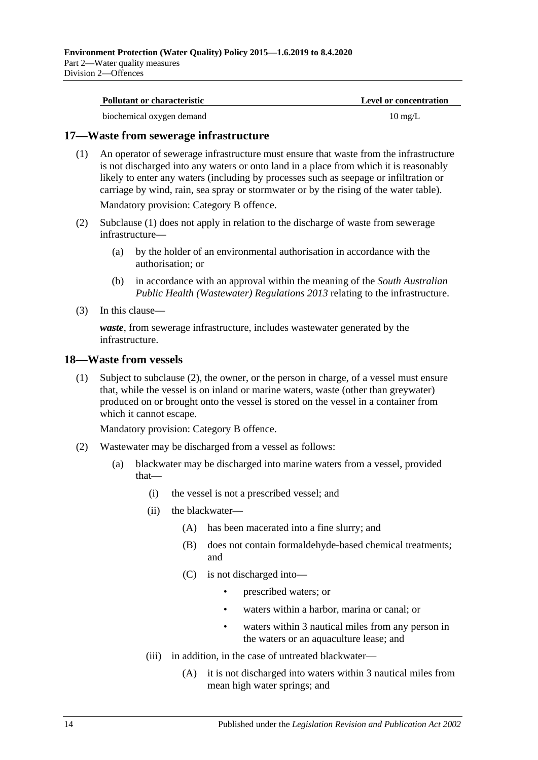| Pollutant or characteristic | Level or concentration |
| --- | --- |
| biochemical oxygen demand | 10 mg/L |

## 17—Waste from sewerage infrastructure

(1) An operator of sewerage infrastructure must ensure that waste from the infrastructure is not discharged into any waters or onto land in a place from which it is reasonably likely to enter any waters (including by processes such as seepage or infiltration or carriage by wind, rain, sea spray or stormwater or by the rising of the water table).

Mandatory provision: Category B offence.

(2) Subclause (1) does not apply in relation to the discharge of waste from sewerage infrastructure—

- (a) by the holder of an environmental authorisation in accordance with the authorisation; or
- (b) in accordance with an approval within the meaning of the *South Australian Public Health (Wastewater) Regulations 2013* relating to the infrastructure.

(3) In this clause—

***waste***, from sewerage infrastructure, includes wastewater generated by the infrastructure.

## 18—Waste from vessels

(1) Subject to subclause (2), the owner, or the person in charge, of a vessel must ensure that, while the vessel is on inland or marine waters, waste (other than greywater) produced on or brought onto the vessel is stored on the vessel in a container from which it cannot escape.

Mandatory provision: Category B offence.

(2) Wastewater may be discharged from a vessel as follows:

- (a) blackwater may be discharged into marine waters from a vessel, provided that—
  - (i) the vessel is not a prescribed vessel; and
  - (ii) the blackwater—
    - (A) has been macerated into a fine slurry; and
    - (B) does not contain formaldehyde-based chemical treatments; and
    - (C) is not discharged into—
      - prescribed waters; or
      - waters within a harbor, marina or canal; or
      - waters within 3 nautical miles from any person in the waters or an aquaculture lease; and
  - (iii) in addition, in the case of untreated blackwater—
    - (A) it is not discharged into waters within 3 nautical miles from mean high water springs; and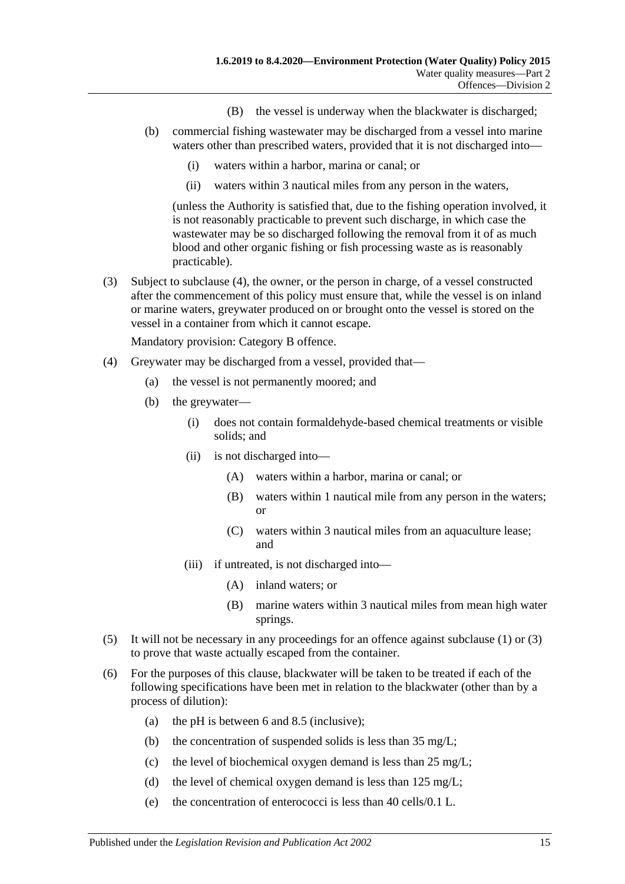(B) the vessel is underway when the blackwater is discharged;

(b) commercial fishing wastewater may be discharged from a vessel into marine waters other than prescribed waters, provided that it is not discharged into—

(i) waters within a harbor, marina or canal; or

(ii) waters within 3 nautical miles from any person in the waters,

(unless the Authority is satisfied that, due to the fishing operation involved, it is not reasonably practicable to prevent such discharge, in which case the wastewater may be so discharged following the removal from it of as much blood and other organic fishing or fish processing waste as is reasonably practicable).

(3) Subject to subclause (4), the owner, or the person in charge, of a vessel constructed after the commencement of this policy must ensure that, while the vessel is on inland or marine waters, greywater produced on or brought onto the vessel is stored on the vessel in a container from which it cannot escape.

Mandatory provision: Category B offence.

(4) Greywater may be discharged from a vessel, provided that—

(a) the vessel is not permanently moored; and

(b) the greywater—

(i) does not contain formaldehyde-based chemical treatments or visible solids; and

(ii) is not discharged into—

(A) waters within a harbor, marina or canal; or

(B) waters within 1 nautical mile from any person in the waters; or

(C) waters within 3 nautical miles from an aquaculture lease; and

(iii) if untreated, is not discharged into—

(A) inland waters; or

(B) marine waters within 3 nautical miles from mean high water springs.

(5) It will not be necessary in any proceedings for an offence against subclause (1) or (3) to prove that waste actually escaped from the container.

(6) For the purposes of this clause, blackwater will be taken to be treated if each of the following specifications have been met in relation to the blackwater (other than by a process of dilution):

(a) the pH is between 6 and 8.5 (inclusive);

(b) the concentration of suspended solids is less than 35 mg/L;

(c) the level of biochemical oxygen demand is less than 25 mg/L;

(d) the level of chemical oxygen demand is less than 125 mg/L;

(e) the concentration of enterococci is less than 40 cells/0.1 L.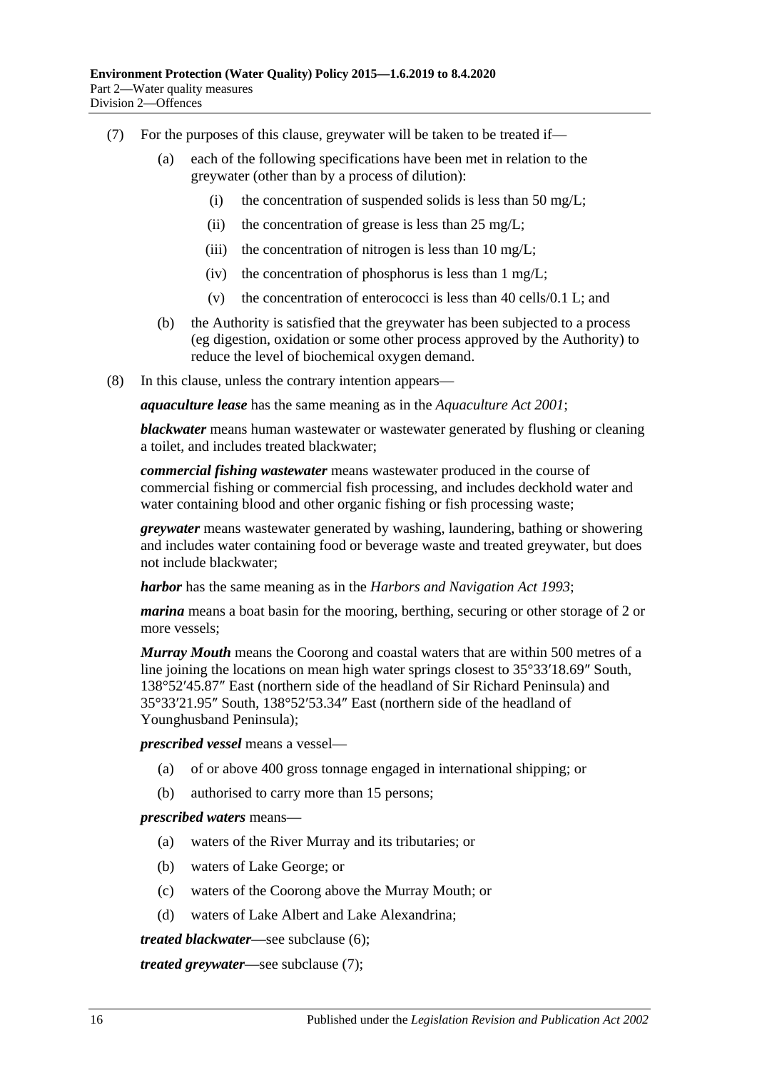(7) For the purposes of this clause, greywater will be taken to be treated if—

(a) each of the following specifications have been met in relation to the greywater (other than by a process of dilution):

(i) the concentration of suspended solids is less than 50 mg/L;

(ii) the concentration of grease is less than 25 mg/L;

(iii) the concentration of nitrogen is less than 10 mg/L;

(iv) the concentration of phosphorus is less than 1 mg/L;

(v) the concentration of enterococci is less than 40 cells/0.1 L; and

(b) the Authority is satisfied that the greywater has been subjected to a process (eg digestion, oxidation or some other process approved by the Authority) to reduce the level of biochemical oxygen demand.

(8) In this clause, unless the contrary intention appears—

***aquaculture lease*** has the same meaning as in the *Aquaculture Act 2001*;

***blackwater*** means human wastewater or wastewater generated by flushing or cleaning a toilet, and includes treated blackwater;

***commercial fishing wastewater*** means wastewater produced in the course of commercial fishing or commercial fish processing, and includes deckhold water and water containing blood and other organic fishing or fish processing waste;

***greywater*** means wastewater generated by washing, laundering, bathing or showering and includes water containing food or beverage waste and treated greywater, but does not include blackwater;

***harbor*** has the same meaning as in the *Harbors and Navigation Act 1993*;

***marina*** means a boat basin for the mooring, berthing, securing or other storage of 2 or more vessels;

***Murray Mouth*** means the Coorong and coastal waters that are within 500 metres of a line joining the locations on mean high water springs closest to 35°33′18.69″ South, 138°52′45.87″ East (northern side of the headland of Sir Richard Peninsula) and 35°33′21.95″ South, 138°52′53.34″ East (northern side of the headland of Younghusband Peninsula);

***prescribed vessel*** means a vessel—

(a) of or above 400 gross tonnage engaged in international shipping; or

(b) authorised to carry more than 15 persons;

***prescribed waters*** means—

(a) waters of the River Murray and its tributaries; or

(b) waters of Lake George; or

(c) waters of the Coorong above the Murray Mouth; or

(d) waters of Lake Albert and Lake Alexandrina;

***treated blackwater***—see subclause (6);

***treated greywater***—see subclause (7);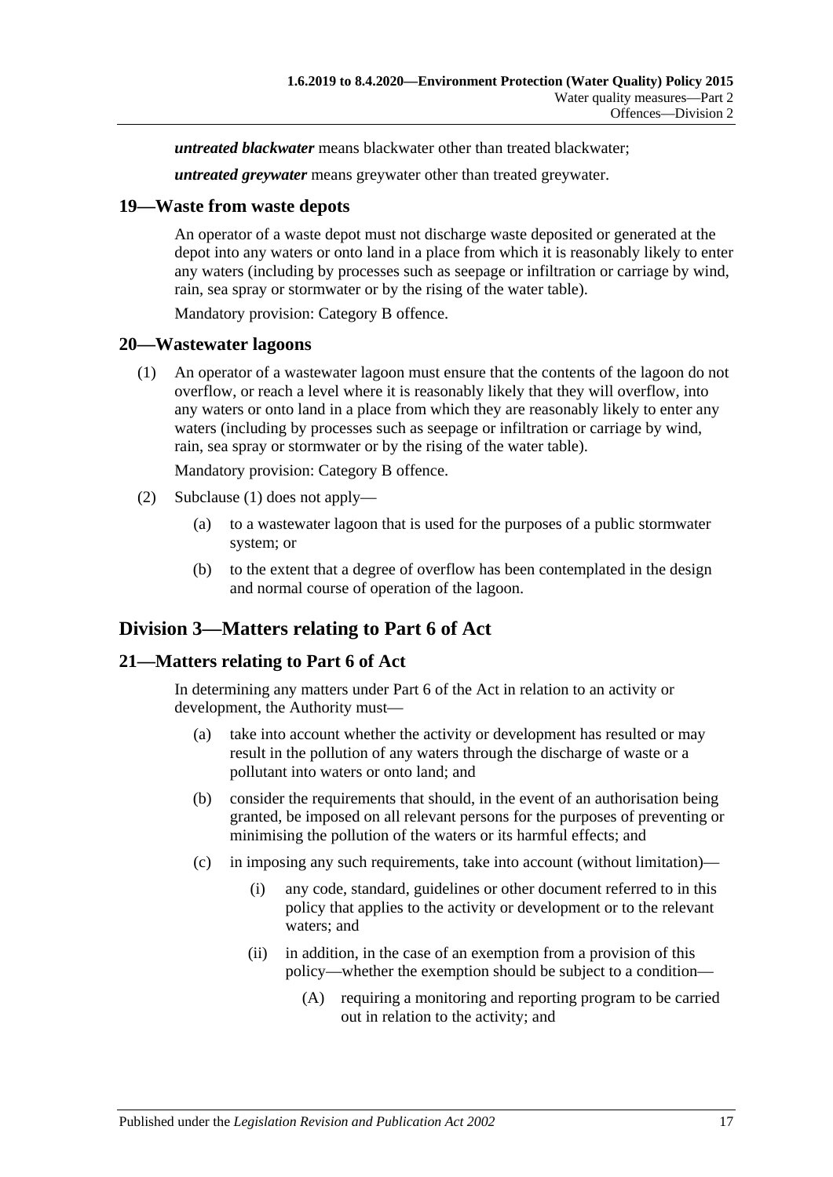***untreated blackwater*** means blackwater other than treated blackwater;

***untreated greywater*** means greywater other than treated greywater.

### 19—Waste from waste depots

An operator of a waste depot must not discharge waste deposited or generated at the depot into any waters or onto land in a place from which it is reasonably likely to enter any waters (including by processes such as seepage or infiltration or carriage by wind, rain, sea spray or stormwater or by the rising of the water table).

Mandatory provision: Category B offence.

### 20—Wastewater lagoons

(1) An operator of a wastewater lagoon must ensure that the contents of the lagoon do not overflow, or reach a level where it is reasonably likely that they will overflow, into any waters or onto land in a place from which they are reasonably likely to enter any waters (including by processes such as seepage or infiltration or carriage by wind, rain, sea spray or stormwater or by the rising of the water table).

Mandatory provision: Category B offence.

(2) Subclause (1) does not apply—

- (a) to a wastewater lagoon that is used for the purposes of a public stormwater system; or
- (b) to the extent that a degree of overflow has been contemplated in the design and normal course of operation of the lagoon.

## Division 3—Matters relating to Part 6 of Act

### 21—Matters relating to Part 6 of Act

In determining any matters under Part 6 of the Act in relation to an activity or development, the Authority must—

- (a) take into account whether the activity or development has resulted or may result in the pollution of any waters through the discharge of waste or a pollutant into waters or onto land; and
- (b) consider the requirements that should, in the event of an authorisation being granted, be imposed on all relevant persons for the purposes of preventing or minimising the pollution of the waters or its harmful effects; and
- (c) in imposing any such requirements, take into account (without limitation)—
  - (i) any code, standard, guidelines or other document referred to in this policy that applies to the activity or development or to the relevant waters; and
  - (ii) in addition, in the case of an exemption from a provision of this policy—whether the exemption should be subject to a condition—
    - (A) requiring a monitoring and reporting program to be carried out in relation to the activity; and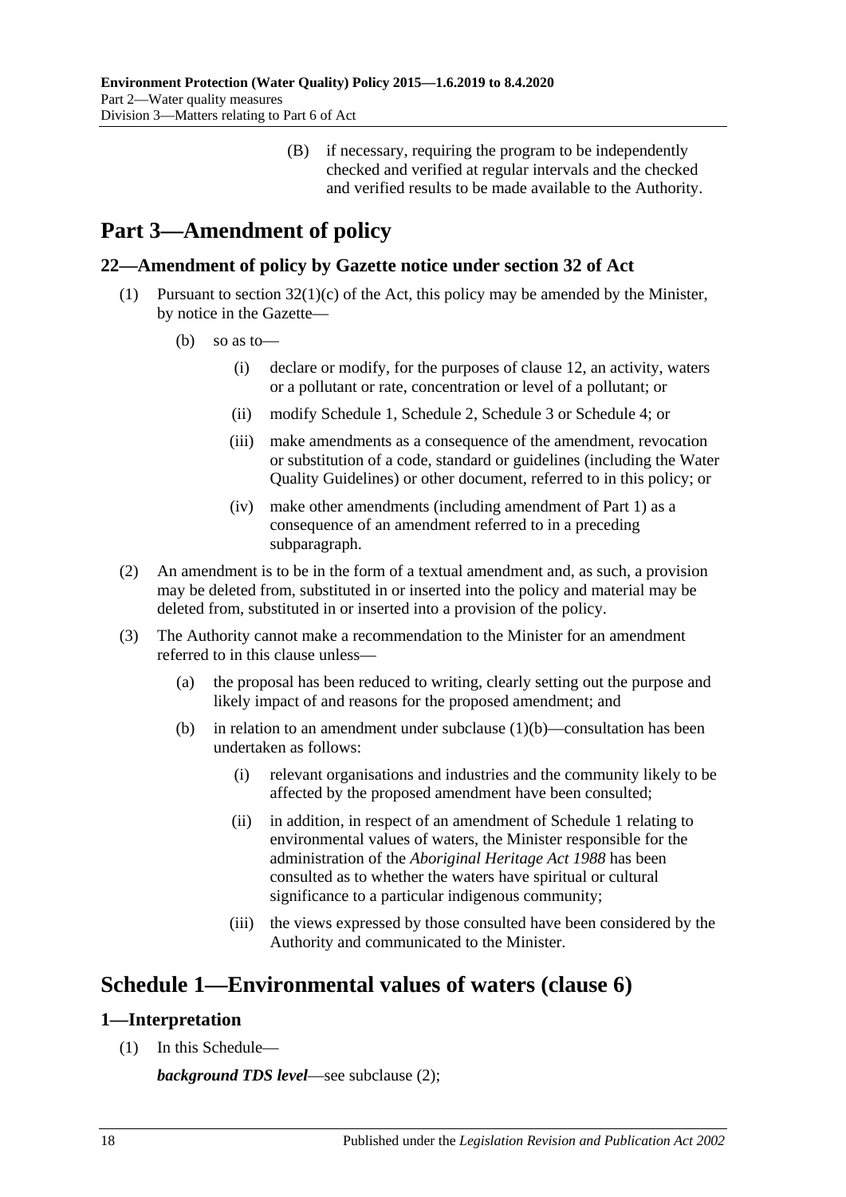(B) if necessary, requiring the program to be independently checked and verified at regular intervals and the checked and verified results to be made available to the Authority.

# Part 3—Amendment of policy

## 22—Amendment of policy by Gazette notice under section 32 of Act

(1) Pursuant to section 32(1)(c) of the Act, this policy may be amended by the Minister, by notice in the Gazette—

(b) so as to—

(i) declare or modify, for the purposes of clause 12, an activity, waters or a pollutant or rate, concentration or level of a pollutant; or

(ii) modify Schedule 1, Schedule 2, Schedule 3 or Schedule 4; or

(iii) make amendments as a consequence of the amendment, revocation or substitution of a code, standard or guidelines (including the Water Quality Guidelines) or other document, referred to in this policy; or

(iv) make other amendments (including amendment of Part 1) as a consequence of an amendment referred to in a preceding subparagraph.

(2) An amendment is to be in the form of a textual amendment and, as such, a provision may be deleted from, substituted in or inserted into the policy and material may be deleted from, substituted in or inserted into a provision of the policy.

(3) The Authority cannot make a recommendation to the Minister for an amendment referred to in this clause unless—

(a) the proposal has been reduced to writing, clearly setting out the purpose and likely impact of and reasons for the proposed amendment; and

(b) in relation to an amendment under subclause (1)(b)—consultation has been undertaken as follows:

(i) relevant organisations and industries and the community likely to be affected by the proposed amendment have been consulted;

(ii) in addition, in respect of an amendment of Schedule 1 relating to environmental values of waters, the Minister responsible for the administration of the *Aboriginal Heritage Act 1988* has been consulted as to whether the waters have spiritual or cultural significance to a particular indigenous community;

(iii) the views expressed by those consulted have been considered by the Authority and communicated to the Minister.

# Schedule 1—Environmental values of waters (clause 6)

## 1—Interpretation

(1) In this Schedule—

***background TDS level***—see subclause (2);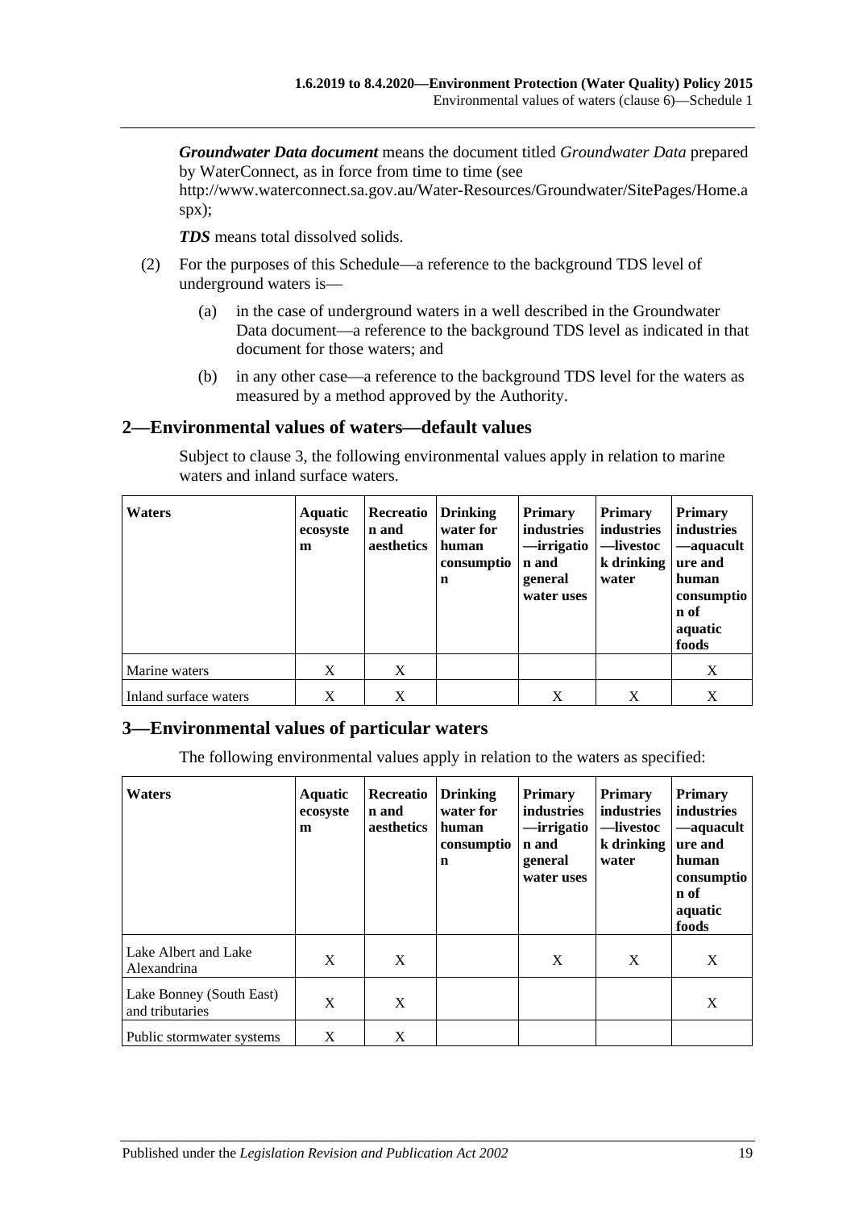***Groundwater Data document*** means the document titled *Groundwater Data* prepared by WaterConnect, as in force from time to time (see http://www.waterconnect.sa.gov.au/Water-Resources/Groundwater/SitePages/Home.aspx);

***TDS*** means total dissolved solids.

(2) For the purposes of this Schedule—a reference to the background TDS level of underground waters is—

(a) in the case of underground waters in a well described in the Groundwater Data document—a reference to the background TDS level as indicated in that document for those waters; and

(b) in any other case—a reference to the background TDS level for the waters as measured by a method approved by the Authority.

## 2—Environmental values of waters—default values

Subject to clause 3, the following environmental values apply in relation to marine waters and inland surface waters.

| Waters | Aquatic ecosystem | Recreation and aesthetics | Drinking water for human consumption | Primary industries—irrigation and general water uses | Primary industries—livestock drinking water | Primary industries—aquaculture and human consumption of aquatic foods |
|---|---|---|---|---|---|---|
| Marine waters | X | X | | | | X |
| Inland surface waters | X | X | | X | X | X |

## 3—Environmental values of particular waters

The following environmental values apply in relation to the waters as specified:

| Waters | Aquatic ecosystem | Recreation and aesthetics | Drinking water for human consumption | Primary industries—irrigation and general water uses | Primary industries—livestock drinking water | Primary industries—aquaculture and human consumption of aquatic foods |
|---|---|---|---|---|---|---|
| Lake Albert and Lake Alexandrina | X | X | | X | X | X |
| Lake Bonney (South East) and tributaries | X | X | | | | X |
| Public stormwater systems | X | X | | | | |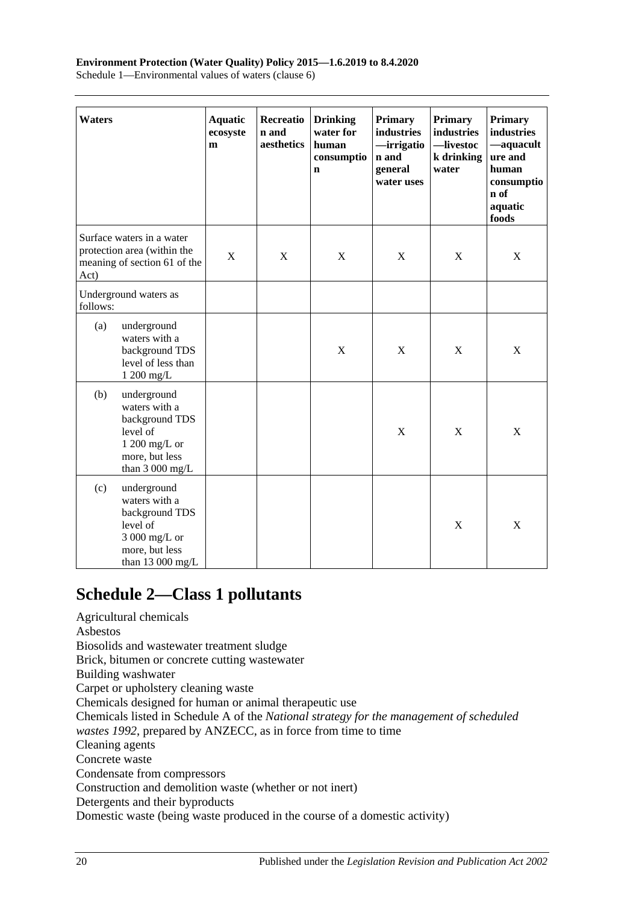| Waters | Aquatic ecosystem | Recreation and aesthetics | Drinking water for human consumption | Primary industries —irrigation and general water uses | Primary industries —livestock drinking water | Primary industries —aquaculture and human consumption of aquatic foods |
|---|---|---|---|---|---|---|
| Surface waters in a water protection area (within the meaning of section 61 of the Act) | X | X | X | X | X | X |
| Underground waters as follows: | | | | | | |
| (a) underground waters with a background TDS level of less than 1 200 mg/L | | | X | X | X | X |
| (b) underground waters with a background TDS level of 1 200 mg/L or more, but less than 3 000 mg/L | | | | X | X | X |
| (c) underground waters with a background TDS level of 3 000 mg/L or more, but less than 13 000 mg/L | | | | | X | X |

## Schedule 2—Class 1 pollutants

Agricultural chemicals
Asbestos
Biosolids and wastewater treatment sludge
Brick, bitumen or concrete cutting wastewater
Building washwater
Carpet or upholstery cleaning waste
Chemicals designed for human or animal therapeutic use
Chemicals listed in Schedule A of the *National strategy for the management of scheduled wastes 1992*, prepared by ANZECC, as in force from time to time
Cleaning agents
Concrete waste
Condensate from compressors
Construction and demolition waste (whether or not inert)
Detergents and their byproducts
Domestic waste (being waste produced in the course of a domestic activity)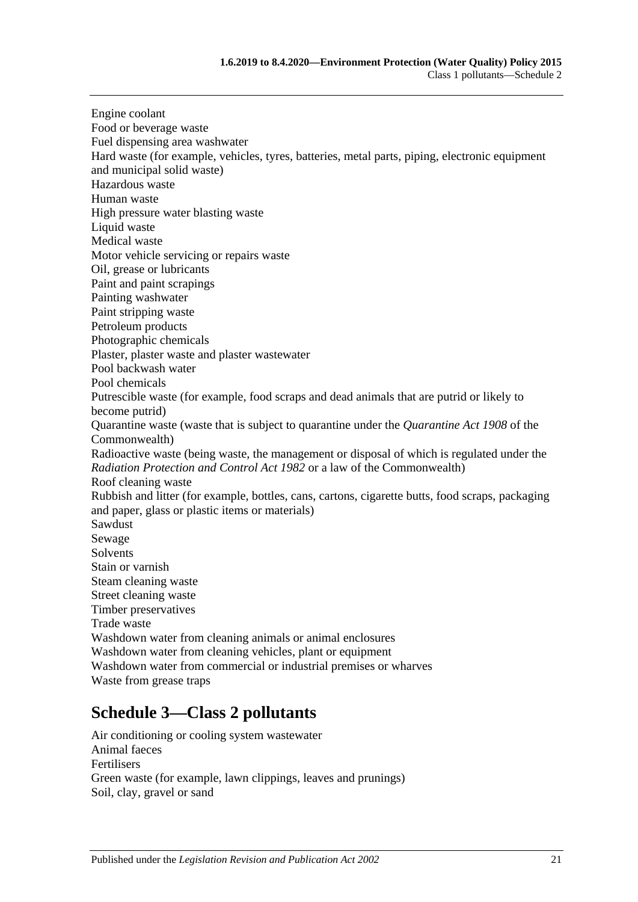Engine coolant
Food or beverage waste
Fuel dispensing area washwater
Hard waste (for example, vehicles, tyres, batteries, metal parts, piping, electronic equipment and municipal solid waste)
Hazardous waste
Human waste
High pressure water blasting waste
Liquid waste
Medical waste
Motor vehicle servicing or repairs waste
Oil, grease or lubricants
Paint and paint scrapings
Painting washwater
Paint stripping waste
Petroleum products
Photographic chemicals
Plaster, plaster waste and plaster wastewater
Pool backwash water
Pool chemicals
Putrescible waste (for example, food scraps and dead animals that are putrid or likely to become putrid)
Quarantine waste (waste that is subject to quarantine under the *Quarantine Act 1908* of the Commonwealth)
Radioactive waste (being waste, the management or disposal of which is regulated under the *Radiation Protection and Control Act 1982* or a law of the Commonwealth)
Roof cleaning waste
Rubbish and litter (for example, bottles, cans, cartons, cigarette butts, food scraps, packaging and paper, glass or plastic items or materials)
Sawdust
Sewage
Solvents
Stain or varnish
Steam cleaning waste
Street cleaning waste
Timber preservatives
Trade waste
Washdown water from cleaning animals or animal enclosures
Washdown water from cleaning vehicles, plant or equipment
Washdown water from commercial or industrial premises or wharves
Waste from grease traps

## Schedule 3—Class 2 pollutants

Air conditioning or cooling system wastewater
Animal faeces
Fertilisers
Green waste (for example, lawn clippings, leaves and prunings)
Soil, clay, gravel or sand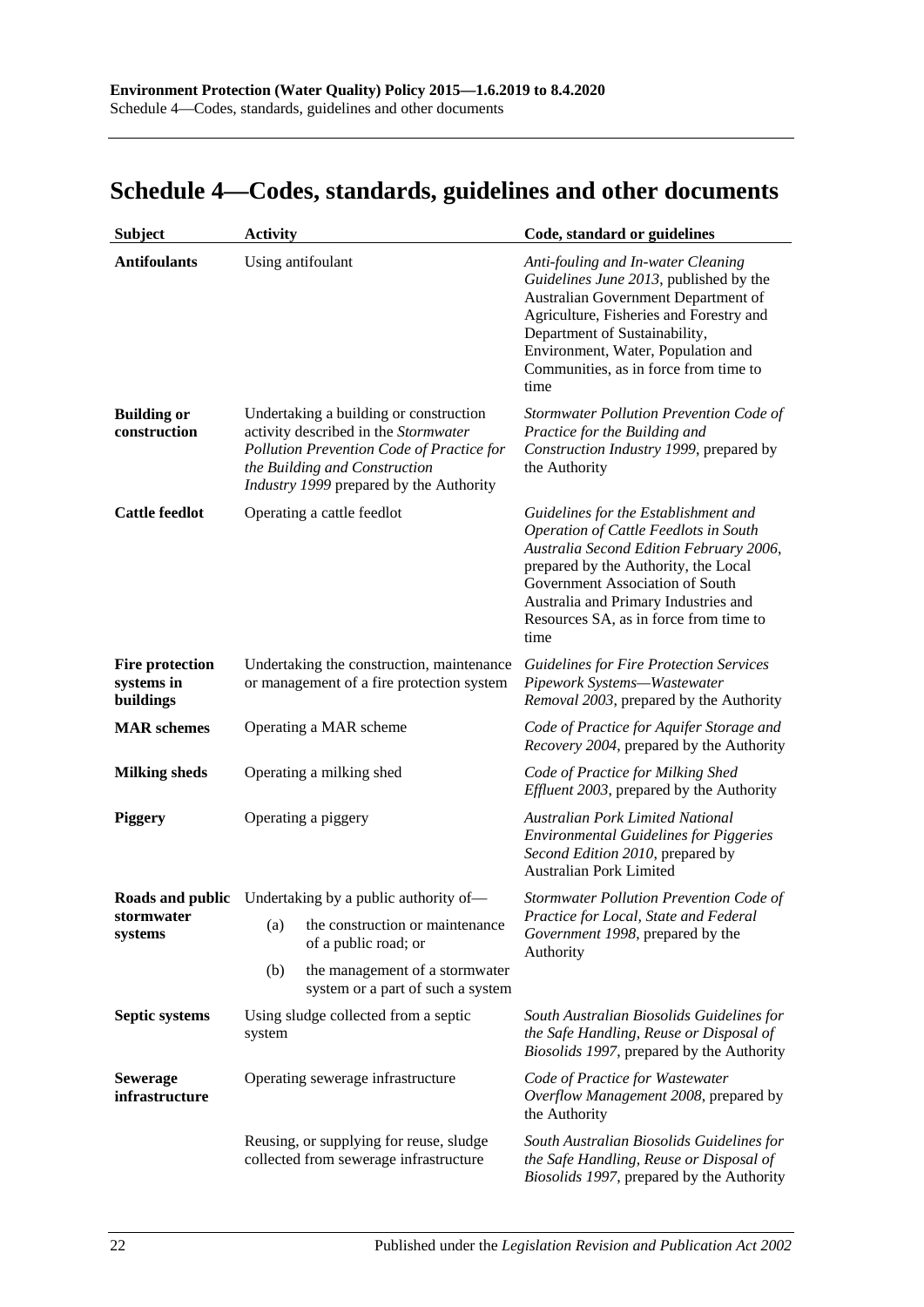## Schedule 4—Codes, standards, guidelines and other documents

| Subject | Activity | Code, standard or guidelines |
|---|---|---|
| **Antifoulants** | Using antifoulant | *Anti-fouling and In-water Cleaning Guidelines June 2013*, published by the Australian Government Department of Agriculture, Fisheries and Forestry and Department of Sustainability, Environment, Water, Population and Communities, as in force from time to time |
| **Building or construction** | Undertaking a building or construction activity described in the *Stormwater Pollution Prevention Code of Practice for the Building and Construction Industry 1999* prepared by the Authority | *Stormwater Pollution Prevention Code of Practice for the Building and Construction Industry 1999*, prepared by the Authority |
| **Cattle feedlot** | Operating a cattle feedlot | *Guidelines for the Establishment and Operation of Cattle Feedlots in South Australia Second Edition February 2006*, prepared by the Authority, the Local Government Association of South Australia and Primary Industries and Resources SA, as in force from time to time |
| **Fire protection systems in buildings** | Undertaking the construction, maintenance or management of a fire protection system | *Guidelines for Fire Protection Services Pipework Systems—Wastewater Removal 2003*, prepared by the Authority |
| **MAR schemes** | Operating a MAR scheme | *Code of Practice for Aquifer Storage and Recovery 2004*, prepared by the Authority |
| **Milking sheds** | Operating a milking shed | *Code of Practice for Milking Shed Effluent 2003*, prepared by the Authority |
| **Piggery** | Operating a piggery | *Australian Pork Limited National Environmental Guidelines for Piggeries Second Edition 2010*, prepared by Australian Pork Limited |
| **Roads and public stormwater systems** | Undertaking by a public authority of—<br>(a) the construction or maintenance of a public road; or<br>(b) the management of a stormwater system or a part of such a system | *Stormwater Pollution Prevention Code of Practice for Local, State and Federal Government 1998*, prepared by the Authority |
| **Septic systems** | Using sludge collected from a septic system | *South Australian Biosolids Guidelines for the Safe Handling, Reuse or Disposal of Biosolids 1997*, prepared by the Authority |
| **Sewerage infrastructure** | Operating sewerage infrastructure | *Code of Practice for Wastewater Overflow Management 2008*, prepared by the Authority |
| | Reusing, or supplying for reuse, sludge collected from sewerage infrastructure | *South Australian Biosolids Guidelines for the Safe Handling, Reuse or Disposal of Biosolids 1997*, prepared by the Authority |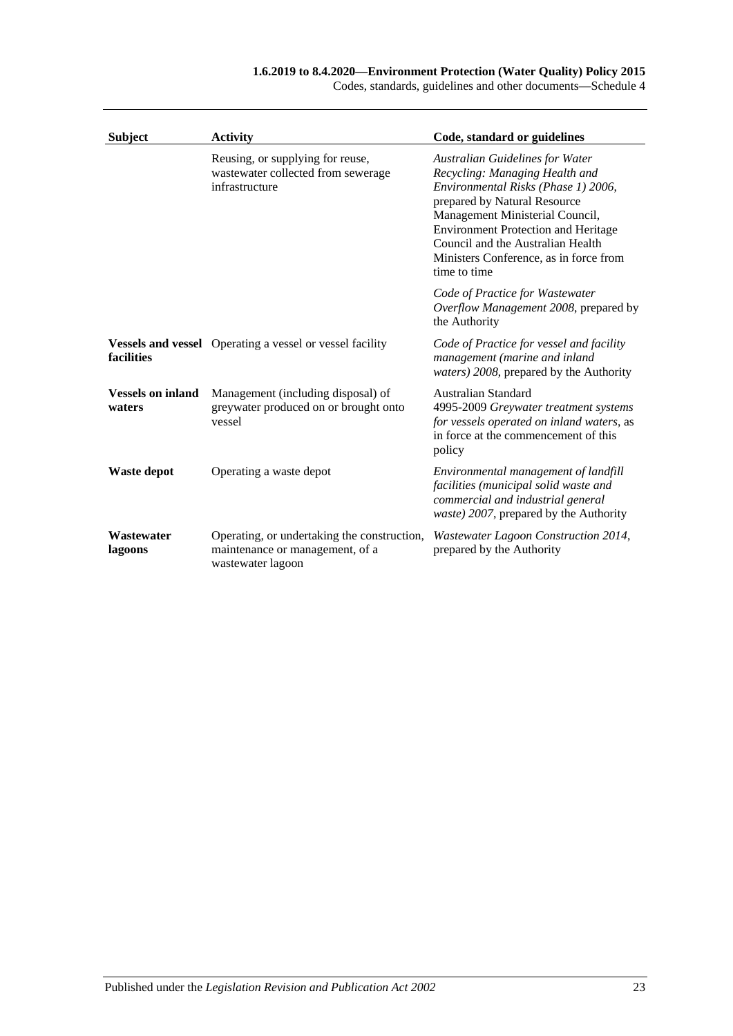| Subject | Activity | Code, standard or guidelines |
|---|---|---|
| | Reusing, or supplying for reuse, wastewater collected from sewerage infrastructure | *Australian Guidelines for Water Recycling: Managing Health and Environmental Risks (Phase 1) 2006*, prepared by Natural Resource Management Ministerial Council, Environment Protection and Heritage Council and the Australian Health Ministers Conference, as in force from time to time |
| | | *Code of Practice for Wastewater Overflow Management 2008*, prepared by the Authority |
| **Vessels and vessel facilities** | Operating a vessel or vessel facility | *Code of Practice for vessel and facility management (marine and inland waters) 2008*, prepared by the Authority |
| **Vessels on inland waters** | Management (including disposal) of greywater produced on or brought onto vessel | Australian Standard 4995-2009 *Greywater treatment systems for vessels operated on inland waters*, as in force at the commencement of this policy |
| **Waste depot** | Operating a waste depot | *Environmental management of landfill facilities (municipal solid waste and commercial and industrial general waste) 2007*, prepared by the Authority |
| **Wastewater lagoons** | Operating, or undertaking the construction, maintenance or management, of a wastewater lagoon | *Wastewater Lagoon Construction 2014*, prepared by the Authority |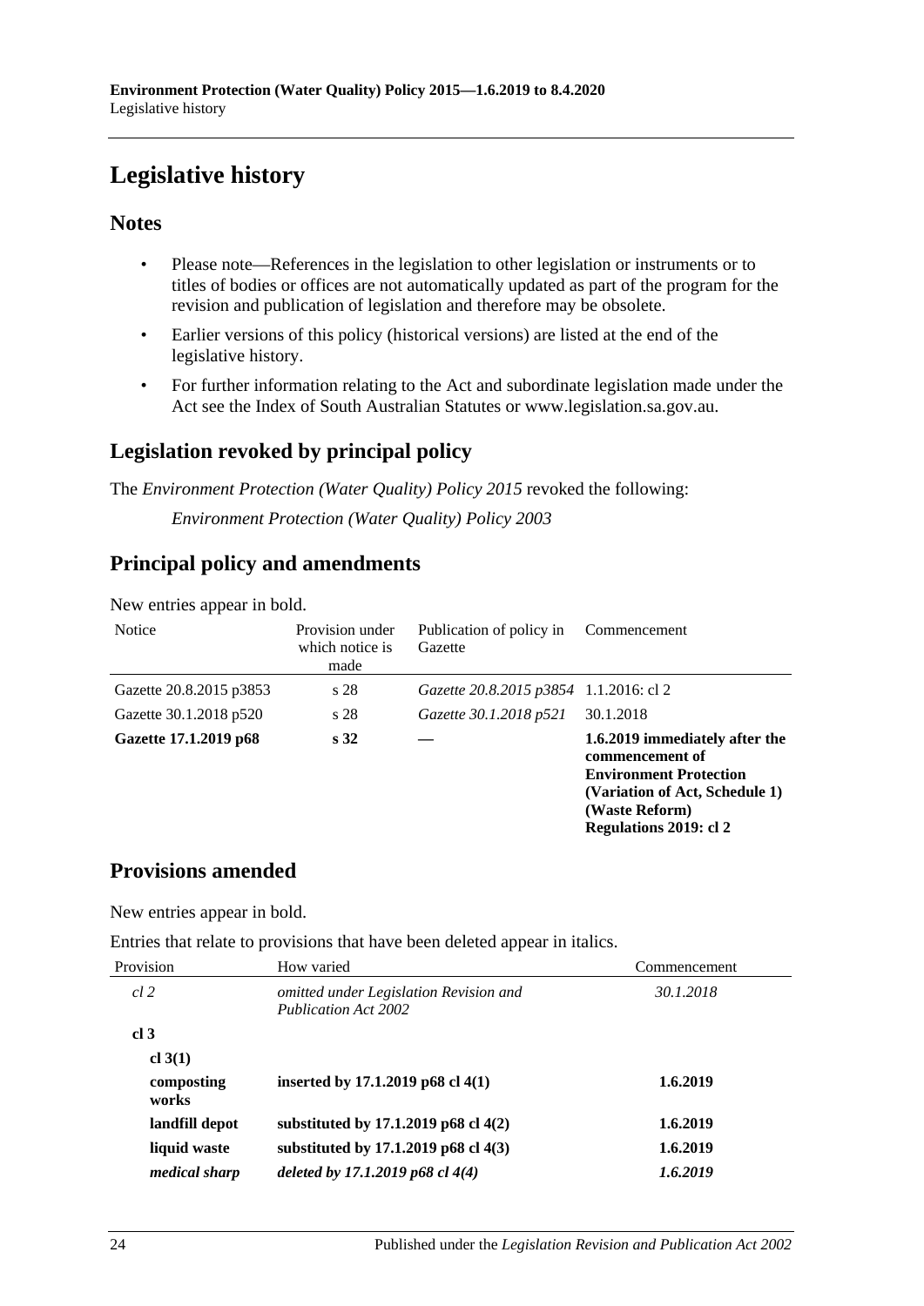# Legislative history

## Notes

- Please note—References in the legislation to other legislation or instruments or to titles of bodies or offices are not automatically updated as part of the program for the revision and publication of legislation and therefore may be obsolete.
- Earlier versions of this policy (historical versions) are listed at the end of the legislative history.
- For further information relating to the Act and subordinate legislation made under the Act see the Index of South Australian Statutes or www.legislation.sa.gov.au.

## Legislation revoked by principal policy

The *Environment Protection (Water Quality) Policy 2015* revoked the following:

*Environment Protection (Water Quality) Policy 2003*

## Principal policy and amendments

New entries appear in bold.

| Notice | Provision under which notice is made | Publication of policy in Gazette | Commencement |
|---|---|---|---|
| Gazette 20.8.2015 p3853 | s 28 | *Gazette 20.8.2015 p3854* | 1.1.2016: cl 2 |
| Gazette 30.1.2018 p520 | s 28 | *Gazette 30.1.2018 p521* | 30.1.2018 |
| **Gazette 17.1.2019 p68** | **s 32** | **—** | **1.6.2019 immediately after the commencement of Environment Protection (Variation of Act, Schedule 1) (Waste Reform) Regulations 2019: cl 2** |

## Provisions amended

New entries appear in bold.

Entries that relate to provisions that have been deleted appear in italics.

| Provision | How varied | Commencement |
|---|---|---|
| *cl 2* | *omitted under Legislation Revision and Publication Act 2002* | *30.1.2018* |
| **cl 3** | | |
| **cl 3(1)** | | |
| **composting works** | **inserted by 17.1.2019 p68 cl 4(1)** | **1.6.2019** |
| **landfill depot** | **substituted by 17.1.2019 p68 cl 4(2)** | **1.6.2019** |
| **liquid waste** | **substituted by 17.1.2019 p68 cl 4(3)** | **1.6.2019** |
| ***medical sharp*** | ***deleted by 17.1.2019 p68 cl 4(4)*** | ***1.6.2019*** |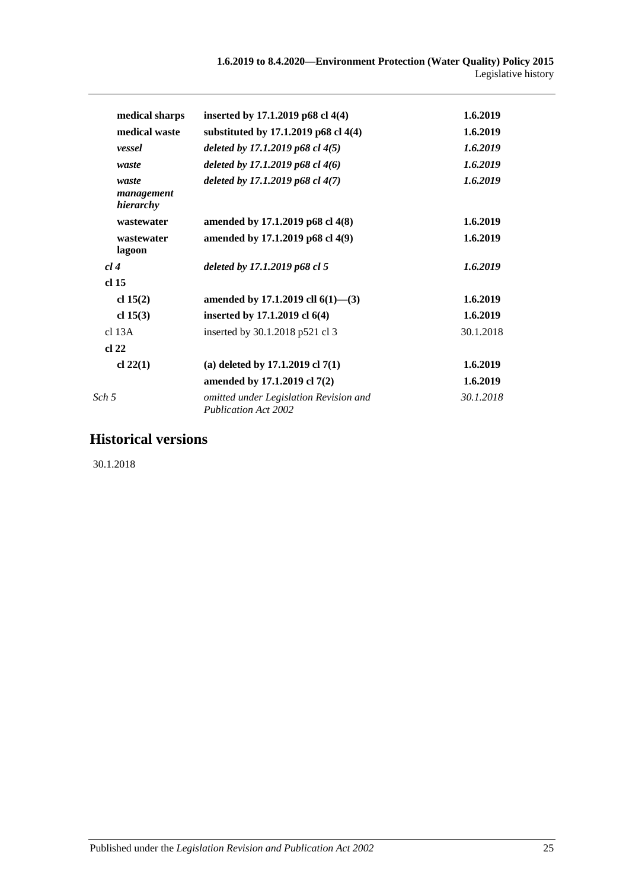| | | |
|---|---|---|
| **medical sharps** | **inserted by 17.1.2019 p68 cl 4(4)** | **1.6.2019** |
| **medical waste** | **substituted by 17.1.2019 p68 cl 4(4)** | **1.6.2019** |
| ***vessel*** | ***deleted by 17.1.2019 p68 cl 4(5)*** | ***1.6.2019*** |
| ***waste*** | ***deleted by 17.1.2019 p68 cl 4(6)*** | ***1.6.2019*** |
| ***waste management hierarchy*** | ***deleted by 17.1.2019 p68 cl 4(7)*** | ***1.6.2019*** |
| **wastewater** | **amended by 17.1.2019 p68 cl 4(8)** | **1.6.2019** |
| **wastewater lagoon** | **amended by 17.1.2019 p68 cl 4(9)** | **1.6.2019** |
| ***cl 4*** | ***deleted by 17.1.2019 p68 cl 5*** | ***1.6.2019*** |
| **cl 15** | | |
| **cl 15(2)** | **amended by 17.1.2019 cll 6(1)—(3)** | **1.6.2019** |
| **cl 15(3)** | **inserted by 17.1.2019 cl 6(4)** | **1.6.2019** |
| cl 13A | inserted by 30.1.2018 p521 cl 3 | 30.1.2018 |
| **cl 22** | | |
| **cl 22(1)** | **(a) deleted by 17.1.2019 cl 7(1)** | **1.6.2019** |
| | **amended by 17.1.2019 cl 7(2)** | **1.6.2019** |
| *Sch 5* | *omitted under Legislation Revision and Publication Act 2002* | *30.1.2018* |

## Historical versions

30.1.2018